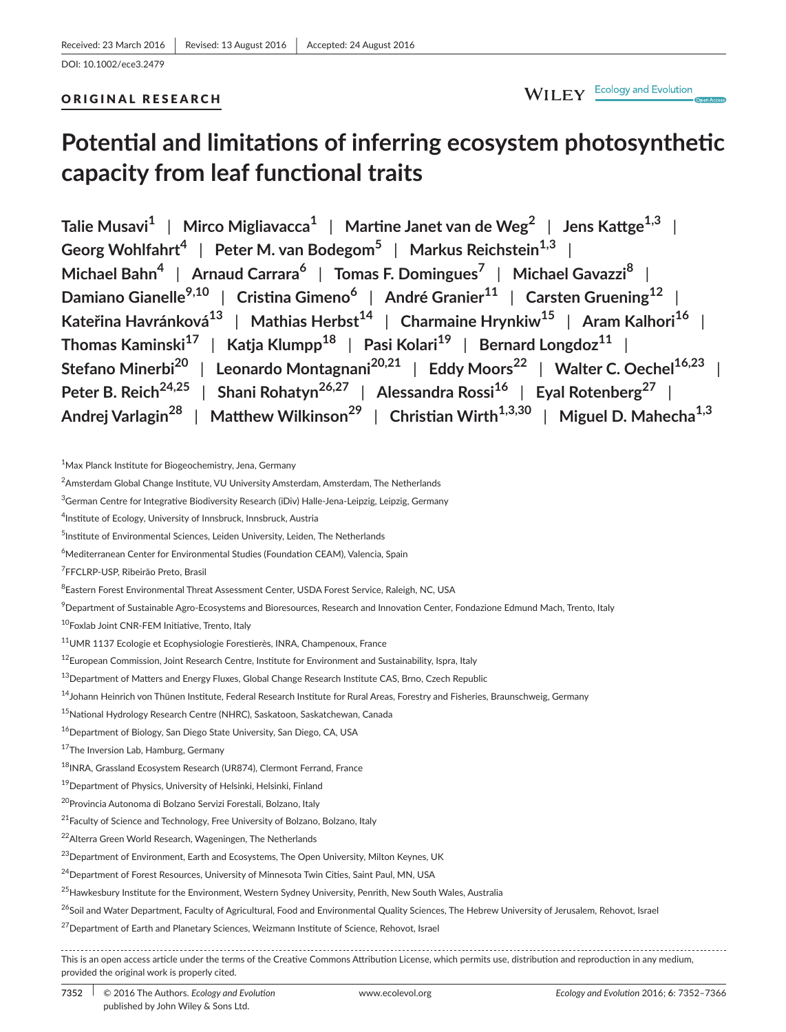Received: 23 March 2016 | Revised: 13 August 2016 | Accepted: 24 August 2016

DOI: 10.1002/ece3.2479

ORIGINAL RESEARCH

# Potential and limitations of inferring ecosystem photosynthetic capacity from leaf functional traits

Talie Musavi[1] | Mirco Migliavacca[1] | Martine Janet van de Weg[2] | Jens Kattge[1,3] | Georg Wohlfahrt[4] | Peter M. van Bodegom[5] | Markus Reichstein[1,3] | Michael Bahn[4] | Arnaud Carrara[6] | Tomas F. Domingues[7] | Michael Gavazzi[8] | Damiano Gianelle[9,10] | Cristina Gimeno[6] | André Granier[11] | Carsten Gruening[12] | Kateřina Havránková[13] | Mathias Herbst[14] | Charmaine Hrynkiw[15] | Aram Kalhori[16] | Thomas Kaminski[17] | Katja Klumpp[18] | Pasi Kolari[19] | Bernard Longdoz[11] | Stefano Minerbi[20] | Leonardo Montagnani[20,21] | Eddy Moors[22] | Walter C. Oechel[16,23] | Peter B. Reich[24,25] | Shani Rohatyn[26,27] | Alessandra Rossi[16] | Eyal Rotenberg[27] | Andrej Varlagin[28] | Matthew Wilkinson[29] | Christian Wirth[1,3,30] | Miguel D. Mahecha[1,3]

[1]Max Planck Institute for Biogeochemistry, Jena, Germany

[2]Amsterdam Global Change Institute, VU University Amsterdam, Amsterdam, The Netherlands

[3]German Centre for Integrative Biodiversity Research (iDiv) Halle-Jena-Leipzig, Leipzig, Germany

[4]Institute of Ecology, University of Innsbruck, Innsbruck, Austria

[5]Institute of Environmental Sciences, Leiden University, Leiden, The Netherlands

[6]Mediterranean Center for Environmental Studies (Foundation CEAM), Valencia, Spain

[7]FFCLRP-USP, Ribeirão Preto, Brasil

[8]Eastern Forest Environmental Threat Assessment Center, USDA Forest Service, Raleigh, NC, USA

[9]Department of Sustainable Agro-Ecosystems and Bioresources, Research and Innovation Center, Fondazione Edmund Mach, Trento, Italy

[10]Foxlab Joint CNR-FEM Initiative, Trento, Italy

[11]UMR 1137 Ecologie et Ecophysiologie Forestierès, INRA, Champenoux, France

[12]European Commission, Joint Research Centre, Institute for Environment and Sustainability, Ispra, Italy

[13]Department of Matters and Energy Fluxes, Global Change Research Institute CAS, Brno, Czech Republic

[14]Johann Heinrich von Thünen Institute, Federal Research Institute for Rural Areas, Forestry and Fisheries, Braunschweig, Germany

[15]National Hydrology Research Centre (NHRC), Saskatoon, Saskatchewan, Canada

[16]Department of Biology, San Diego State University, San Diego, CA, USA

[17]The Inversion Lab, Hamburg, Germany

[18]INRA, Grassland Ecosystem Research (UR874), Clermont Ferrand, France

[19]Department of Physics, University of Helsinki, Helsinki, Finland

[20]Provincia Autonoma di Bolzano Servizi Forestali, Bolzano, Italy

[21]Faculty of Science and Technology, Free University of Bolzano, Bolzano, Italy

[22]Alterra Green World Research, Wageningen, The Netherlands

[23]Department of Environment, Earth and Ecosystems, The Open University, Milton Keynes, UK

[24]Department of Forest Resources, University of Minnesota Twin Cities, Saint Paul, MN, USA

[25]Hawkesbury Institute for the Environment, Western Sydney University, Penrith, New South Wales, Australia

[26]Soil and Water Department, Faculty of Agricultural, Food and Environmental Quality Sciences, The Hebrew University of Jerusalem, Rehovot, Israel

[27]Department of Earth and Planetary Sciences, Weizmann Institute of Science, Rehovot, Israel

This is an open access article under the terms of the Creative Commons Attribution License, which permits use, distribution and reproduction in any medium, provided the original work is properly cited.

© 2016 The Authors. *Ecology and Evolution* published by John Wiley & Sons Ltd.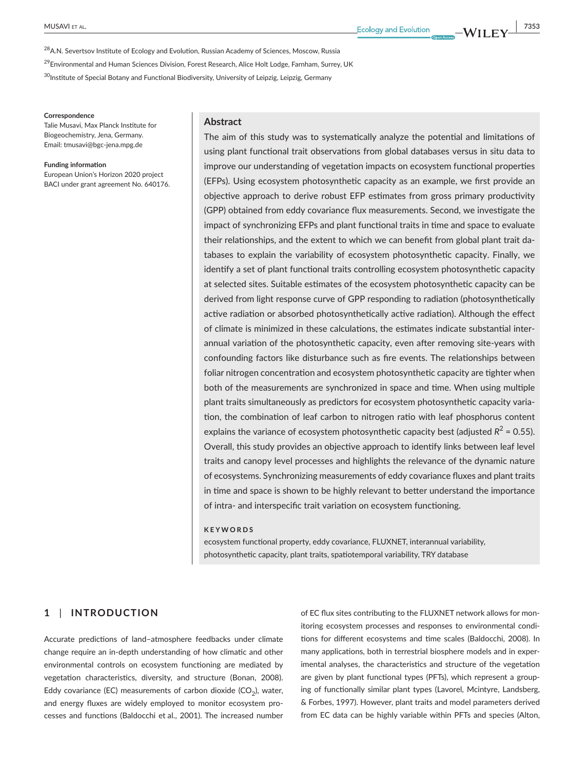[28]A.N. Severtsov Institute of Ecology and Evolution, Russian Academy of Sciences, Moscow, Russia

[29]Environmental and Human Sciences Division, Forest Research, Alice Holt Lodge, Farnham, Surrey, UK

[30]Institute of Special Botany and Functional Biodiversity, University of Leipzig, Leipzig, Germany

**Correspondence**
Talie Musavi, Max Planck Institute for Biogeochemistry, Jena, Germany.
Email: tmusavi@bgc-jena.mpg.de

**Funding information**
European Union's Horizon 2020 project BACI under grant agreement No. 640176.

## Abstract

The aim of this study was to systematically analyze the potential and limitations of using plant functional trait observations from global databases versus in situ data to improve our understanding of vegetation impacts on ecosystem functional properties (EFPs). Using ecosystem photosynthetic capacity as an example, we first provide an objective approach to derive robust EFP estimates from gross primary productivity (GPP) obtained from eddy covariance flux measurements. Second, we investigate the impact of synchronizing EFPs and plant functional traits in time and space to evaluate their relationships, and the extent to which we can benefit from global plant trait databases to explain the variability of ecosystem photosynthetic capacity. Finally, we identify a set of plant functional traits controlling ecosystem photosynthetic capacity at selected sites. Suitable estimates of the ecosystem photosynthetic capacity can be derived from light response curve of GPP responding to radiation (photosynthetically active radiation or absorbed photosynthetically active radiation). Although the effect of climate is minimized in these calculations, the estimates indicate substantial interannual variation of the photosynthetic capacity, even after removing site-years with confounding factors like disturbance such as fire events. The relationships between foliar nitrogen concentration and ecosystem photosynthetic capacity are tighter when both of the measurements are synchronized in space and time. When using multiple plant traits simultaneously as predictors for ecosystem photosynthetic capacity variation, the combination of leaf carbon to nitrogen ratio with leaf phosphorus content explains the variance of ecosystem photosynthetic capacity best (adjusted $R^2$ = 0.55). Overall, this study provides an objective approach to identify links between leaf level traits and canopy level processes and highlights the relevance of the dynamic nature of ecosystems. Synchronizing measurements of eddy covariance fluxes and plant traits in time and space is shown to be highly relevant to better understand the importance of intra- and interspecific trait variation on ecosystem functioning.

**KEYWORDS**

ecosystem functional property, eddy covariance, FLUXNET, interannual variability, photosynthetic capacity, plant traits, spatiotemporal variability, TRY database

## 1 | INTRODUCTION

Accurate predictions of land–atmosphere feedbacks under climate change require an in-depth understanding of how climatic and other environmental controls on ecosystem functioning are mediated by vegetation characteristics, diversity, and structure (Bonan, 2008). Eddy covariance (EC) measurements of carbon dioxide ($CO_2$), water, and energy fluxes are widely employed to monitor ecosystem processes and functions (Baldocchi et al., 2001). The increased number of EC flux sites contributing to the FLUXNET network allows for monitoring ecosystem processes and responses to environmental conditions for different ecosystems and time scales (Baldocchi, 2008). In many applications, both in terrestrial biosphere models and in experimental analyses, the characteristics and structure of the vegetation are given by plant functional types (PFTs), which represent a grouping of functionally similar plant types (Lavorel, Mcintyre, Landsberg, & Forbes, 1997). However, plant traits and model parameters derived from EC data can be highly variable within PFTs and species (Alton,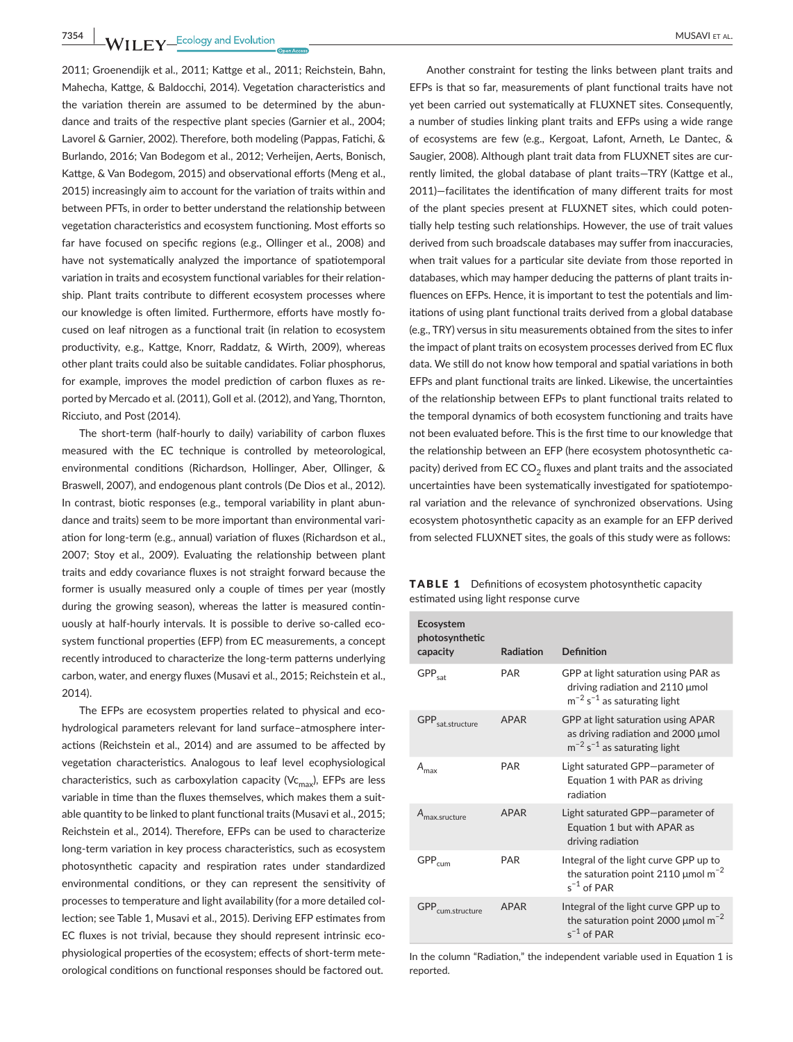2011; Groenendijk et al., 2011; Kattge et al., 2011; Reichstein, Bahn, Mahecha, Kattge, & Baldocchi, 2014). Vegetation characteristics and the variation therein are assumed to be determined by the abundance and traits of the respective plant species (Garnier et al., 2004; Lavorel & Garnier, 2002). Therefore, both modeling (Pappas, Fatichi, & Burlando, 2016; Van Bodegom et al., 2012; Verheijen, Aerts, Bonisch, Kattge, & Van Bodegom, 2015) and observational efforts (Meng et al., 2015) increasingly aim to account for the variation of traits within and between PFTs, in order to better understand the relationship between vegetation characteristics and ecosystem functioning. Most efforts so far have focused on specific regions (e.g., Ollinger et al., 2008) and have not systematically analyzed the importance of spatiotemporal variation in traits and ecosystem functional variables for their relationship. Plant traits contribute to different ecosystem processes where our knowledge is often limited. Furthermore, efforts have mostly focused on leaf nitrogen as a functional trait (in relation to ecosystem productivity, e.g., Kattge, Knorr, Raddatz, & Wirth, 2009), whereas other plant traits could also be suitable candidates. Foliar phosphorus, for example, improves the model prediction of carbon fluxes as reported by Mercado et al. (2011), Goll et al. (2012), and Yang, Thornton, Ricciuto, and Post (2014).

The short-term (half-hourly to daily) variability of carbon fluxes measured with the EC technique is controlled by meteorological, environmental conditions (Richardson, Hollinger, Aber, Ollinger, & Braswell, 2007), and endogenous plant controls (De Dios et al., 2012). In contrast, biotic responses (e.g., temporal variability in plant abundance and traits) seem to be more important than environmental variation for long-term (e.g., annual) variation of fluxes (Richardson et al., 2007; Stoy et al., 2009). Evaluating the relationship between plant traits and eddy covariance fluxes is not straight forward because the former is usually measured only a couple of times per year (mostly during the growing season), whereas the latter is measured continuously at half-hourly intervals. It is possible to derive so-called ecosystem functional properties (EFP) from EC measurements, a concept recently introduced to characterize the long-term patterns underlying carbon, water, and energy fluxes (Musavi et al., 2015; Reichstein et al., 2014).

The EFPs are ecosystem properties related to physical and eco-hydrological parameters relevant for land surface–atmosphere interactions (Reichstein et al., 2014) and are assumed to be affected by vegetation characteristics. Analogous to leaf level ecophysiological characteristics, such as carboxylation capacity ($Vc_{max}$), EFPs are less variable in time than the fluxes themselves, which makes them a suitable quantity to be linked to plant functional traits (Musavi et al., 2015; Reichstein et al., 2014). Therefore, EFPs can be used to characterize long-term variation in key process characteristics, such as ecosystem photosynthetic capacity and respiration rates under standardized environmental conditions, or they can represent the sensitivity of processes to temperature and light availability (for a more detailed collection; see Table 1, Musavi et al., 2015). Deriving EFP estimates from EC fluxes is not trivial, because they should represent intrinsic ecophysiological properties of the ecosystem; effects of short-term meteorological conditions on functional responses should be factored out.

Another constraint for testing the links between plant traits and EFPs is that so far, measurements of plant functional traits have not yet been carried out systematically at FLUXNET sites. Consequently, a number of studies linking plant traits and EFPs using a wide range of ecosystems are few (e.g., Kergoat, Lafont, Arneth, Le Dantec, & Saugier, 2008). Although plant trait data from FLUXNET sites are currently limited, the global database of plant traits—TRY (Kattge et al., 2011)—facilitates the identification of many different traits for most of the plant species present at FLUXNET sites, which could potentially help testing such relationships. However, the use of trait values derived from such broadscale databases may suffer from inaccuracies, when trait values for a particular site deviate from those reported in databases, which may hamper deducing the patterns of plant traits influences on EFPs. Hence, it is important to test the potentials and limitations of using plant functional traits derived from a global database (e.g., TRY) versus in situ measurements obtained from the sites to infer the impact of plant traits on ecosystem processes derived from EC flux data. We still do not know how temporal and spatial variations in both EFPs and plant functional traits are linked. Likewise, the uncertainties of the relationship between EFPs to plant functional traits related to the temporal dynamics of both ecosystem functioning and traits have not been evaluated before. This is the first time to our knowledge that the relationship between an EFP (here ecosystem photosynthetic capacity) derived from EC $CO_2$ fluxes and plant traits and the associated uncertainties have been systematically investigated for spatiotemporal variation and the relevance of synchronized observations. Using ecosystem photosynthetic capacity as an example for an EFP derived from selected FLUXNET sites, the goals of this study were as follows:

**TABLE 1** Definitions of ecosystem photosynthetic capacity estimated using light response curve

| Ecosystem photosynthetic capacity | Radiation | Definition |
|---|---|---|
| $GPP_{sat}$ | PAR | GPP at light saturation using PAR as driving radiation and 2110 μmol $m^{-2}$ $s^{-1}$ as saturating light |
| $GPP_{sat.structure}$ | APAR | GPP at light saturation using APAR as driving radiation and 2000 μmol $m^{-2}$ $s^{-1}$ as saturating light |
| $A_{max}$ | PAR | Light saturated GPP—parameter of Equation 1 with PAR as driving radiation |
| $A_{max.structure}$ | APAR | Light saturated GPP—parameter of Equation 1 but with APAR as driving radiation |
| $GPP_{cum}$ | PAR | Integral of the light curve GPP up to the saturation point 2110 μmol $m^{-2}$ $s^{-1}$ of PAR |
| $GPP_{cum.structure}$ | APAR | Integral of the light curve GPP up to the saturation point 2000 μmol $m^{-2}$ $s^{-1}$ of PAR |

In the column "Radiation," the independent variable used in Equation 1 is reported.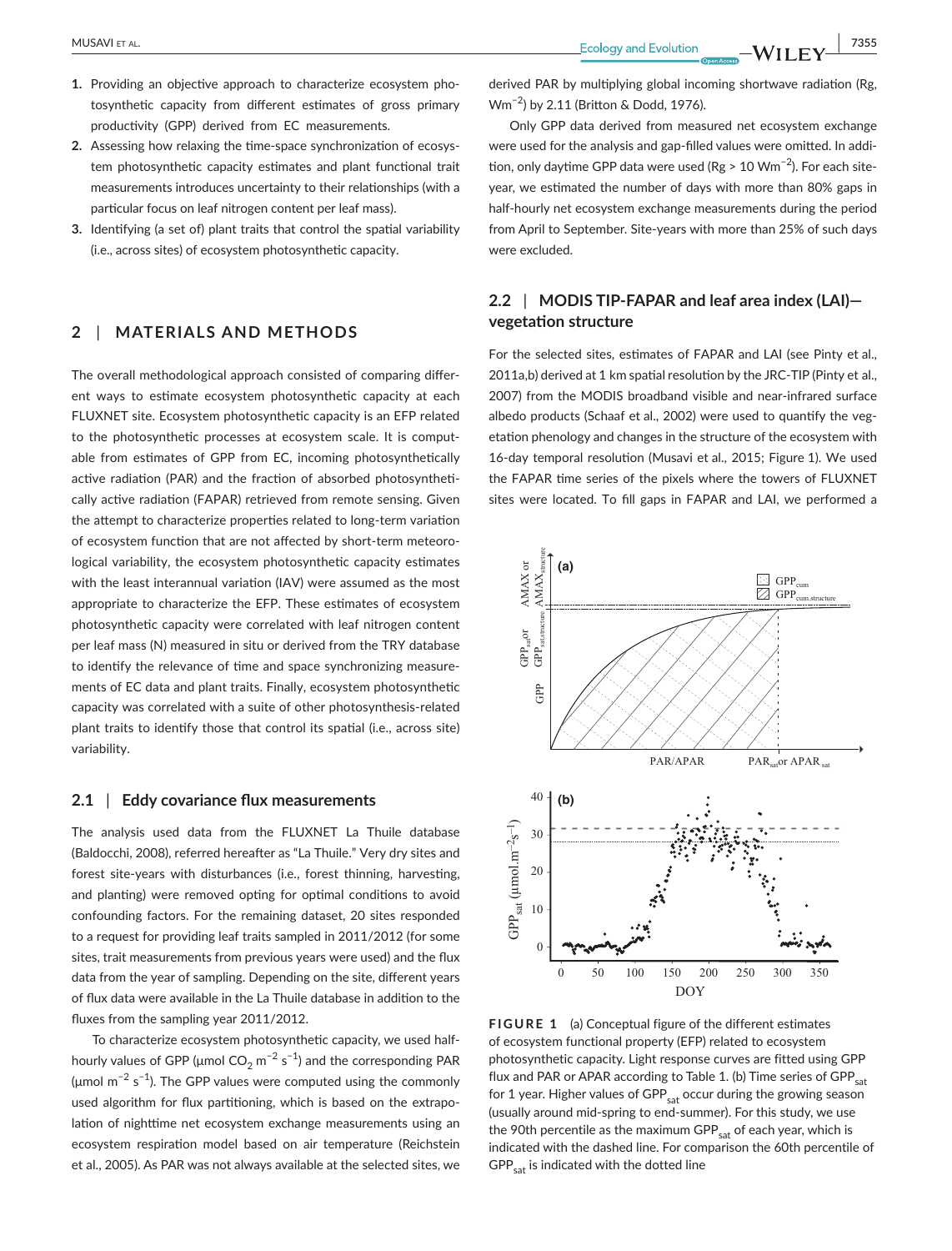1. Providing an objective approach to characterize ecosystem photosynthetic capacity from different estimates of gross primary productivity (GPP) derived from EC measurements.
2. Assessing how relaxing the time-space synchronization of ecosystem photosynthetic capacity estimates and plant functional trait measurements introduces uncertainty to their relationships (with a particular focus on leaf nitrogen content per leaf mass).
3. Identifying (a set of) plant traits that control the spatial variability (i.e., across sites) of ecosystem photosynthetic capacity.

## 2 | MATERIALS AND METHODS

The overall methodological approach consisted of comparing different ways to estimate ecosystem photosynthetic capacity at each FLUXNET site. Ecosystem photosynthetic capacity is an EFP related to the photosynthetic processes at ecosystem scale. It is computable from estimates of GPP from EC, incoming photosynthetically active radiation (PAR) and the fraction of absorbed photosynthetically active radiation (FAPAR) retrieved from remote sensing. Given the attempt to characterize properties related to long-term variation of ecosystem function that are not affected by short-term meteorological variability, the ecosystem photosynthetic capacity estimates with the least interannual variation (IAV) were assumed as the most appropriate to characterize the EFP. These estimates of ecosystem photosynthetic capacity were correlated with leaf nitrogen content per leaf mass (N) measured in situ or derived from the TRY database to identify the relevance of time and space synchronizing measurements of EC data and plant traits. Finally, ecosystem photosynthetic capacity was correlated with a suite of other photosynthesis-related plant traits to identify those that control its spatial (i.e., across site) variability.

### 2.1 | Eddy covariance flux measurements

The analysis used data from the FLUXNET La Thuile database (Baldocchi, 2008), referred hereafter as "La Thuile." Very dry sites and forest site-years with disturbances (i.e., forest thinning, harvesting, and planting) were removed opting for optimal conditions to avoid confounding factors. For the remaining dataset, 20 sites responded to a request for providing leaf traits sampled in 2011/2012 (for some sites, trait measurements from previous years were used) and the flux data from the year of sampling. Depending on the site, different years of flux data were available in the La Thuile database in addition to the fluxes from the sampling year 2011/2012.

To characterize ecosystem photosynthetic capacity, we used half-hourly values of GPP (μmol $CO_2$ $m^{-2}$ $s^{-1}$) and the corresponding PAR (μmol $m^{-2}$ $s^{-1}$). The GPP values were computed using the commonly used algorithm for flux partitioning, which is based on the extrapolation of nighttime net ecosystem exchange measurements using an ecosystem respiration model based on air temperature (Reichstein et al., 2005). As PAR was not always available at the selected sites, we derived PAR by multiplying global incoming shortwave radiation (Rg, $Wm^{-2}$) by 2.11 (Britton & Dodd, 1976).

Only GPP data derived from measured net ecosystem exchange were used for the analysis and gap-filled values were omitted. In addition, only daytime GPP data were used (Rg > 10 $Wm^{-2}$). For each site-year, we estimated the number of days with more than 80% gaps in half-hourly net ecosystem exchange measurements during the period from April to September. Site-years with more than 25% of such days were excluded.

### 2.2 | MODIS TIP-FAPAR and leaf area index (LAI)—vegetation structure

For the selected sites, estimates of FAPAR and LAI (see Pinty et al., 2011a,b) derived at 1 km spatial resolution by the JRC-TIP (Pinty et al., 2007) from the MODIS broadband visible and near-infrared surface albedo products (Schaaf et al., 2002) were used to quantify the vegetation phenology and changes in the structure of the ecosystem with 16-day temporal resolution (Musavi et al., 2015; Figure 1). We used the FAPAR time series of the pixels where the towers of FLUXNET sites were located. To fill gaps in FAPAR and LAI, we performed a

**FIGURE 1** (a) Conceptual figure of the different estimates of ecosystem functional property (EFP) related to ecosystem photosynthetic capacity. Light response curves are fitted using GPP flux and PAR or APAR according to Table 1. (b) Time series of $GPP_{sat}$ for 1 year. Higher values of $GPP_{sat}$ occur during the growing season (usually around mid-spring to end-summer). For this study, we use the 90th percentile as the maximum $GPP_{sat}$ of each year, which is indicated with the dashed line. For comparison the 60th percentile of $GPP_{sat}$ is indicated with the dotted line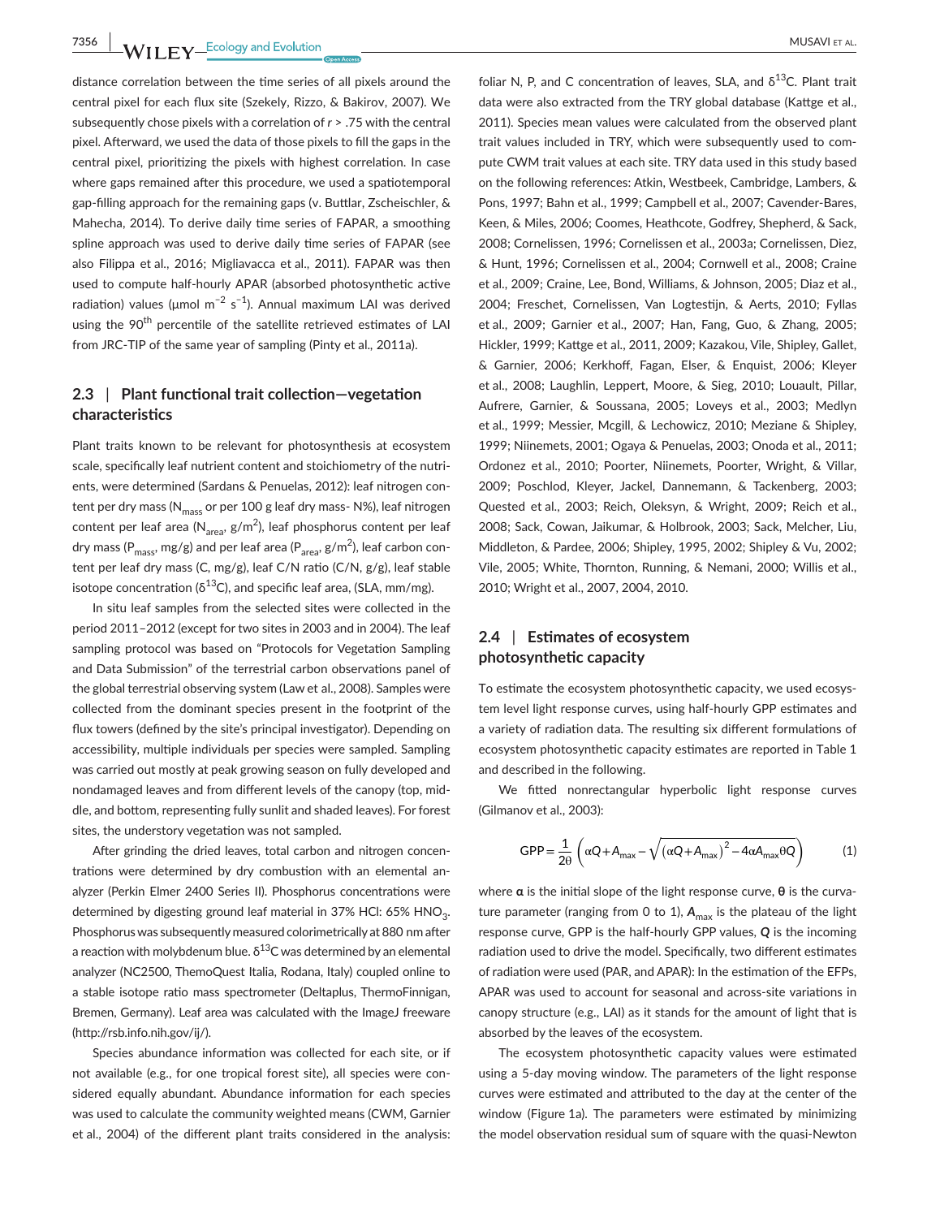distance correlation between the time series of all pixels around the central pixel for each flux site (Szekely, Rizzo, & Bakirov, 2007). We subsequently chose pixels with a correlation of $r > .75$ with the central pixel. Afterward, we used the data of those pixels to fill the gaps in the central pixel, prioritizing the pixels with highest correlation. In case where gaps remained after this procedure, we used a spatiotemporal gap-filling approach for the remaining gaps (v. Buttlar, Zscheischler, & Mahecha, 2014). To derive daily time series of FAPAR, a smoothing spline approach was used to derive daily time series of FAPAR (see also Filippa et al., 2016; Migliavacca et al., 2011). FAPAR was then used to compute half-hourly APAR (absorbed photosynthetic active radiation) values (μmol $m^{-2}$ $s^{-1}$). Annual maximum LAI was derived using the 90th percentile of the satellite retrieved estimates of LAI from JRC-TIP of the same year of sampling (Pinty et al., 2011a).

## 2.3 | Plant functional trait collection—vegetation characteristics

Plant traits known to be relevant for photosynthesis at ecosystem scale, specifically leaf nutrient content and stoichiometry of the nutrients, were determined (Sardans & Penuelas, 2012): leaf nitrogen content per dry mass ($N_{mass}$ or per 100 g leaf dry mass- N%), leaf nitrogen content per leaf area ($N_{area}$, g/$m^2$), leaf phosphorus content per leaf dry mass ($P_{mass}$, mg/g) and per leaf area ($P_{area}$, g/$m^2$), leaf carbon content per leaf dry mass (C, mg/g), leaf C/N ratio (C/N, g/g), leaf stable isotope concentration ($\delta^{13}$C), and specific leaf area, (SLA, mm/mg).

In situ leaf samples from the selected sites were collected in the period 2011–2012 (except for two sites in 2003 and in 2004). The leaf sampling protocol was based on "Protocols for Vegetation Sampling and Data Submission" of the terrestrial carbon observations panel of the global terrestrial observing system (Law et al., 2008). Samples were collected from the dominant species present in the footprint of the flux towers (defined by the site's principal investigator). Depending on accessibility, multiple individuals per species were sampled. Sampling was carried out mostly at peak growing season on fully developed and nondamaged leaves and from different levels of the canopy (top, middle, and bottom, representing fully sunlit and shaded leaves). For forest sites, the understory vegetation was not sampled.

After grinding the dried leaves, total carbon and nitrogen concentrations were determined by dry combustion with an elemental analyzer (Perkin Elmer 2400 Series II). Phosphorus concentrations were determined by digesting ground leaf material in 37% HCl: 65% $HNO_3$. Phosphorus was subsequently measured colorimetrically at 880 nm after a reaction with molybdenum blue. $\delta^{13}$C was determined by an elemental analyzer (NC2500, ThemoQuest Italia, Rodana, Italy) coupled online to a stable isotope ratio mass spectrometer (Deltaplus, ThermoFinnigan, Bremen, Germany). Leaf area was calculated with the ImageJ freeware (http://rsb.info.nih.gov/ij/).

Species abundance information was collected for each site, or if not available (e.g., for one tropical forest site), all species were considered equally abundant. Abundance information for each species was used to calculate the community weighted means (CWM, Garnier et al., 2004) of the different plant traits considered in the analysis: foliar N, P, and C concentration of leaves, SLA, and $\delta^{13}$C. Plant trait data were also extracted from the TRY global database (Kattge et al., 2011). Species mean values were calculated from the observed plant trait values included in TRY, which were subsequently used to compute CWM trait values at each site. TRY data used in this study based on the following references: Atkin, Westbeek, Cambridge, Lambers, & Pons, 1997; Bahn et al., 1999; Campbell et al., 2007; Cavender-Bares, Keen, & Miles, 2006; Coomes, Heathcote, Godfrey, Shepherd, & Sack, 2008; Cornelissen, 1996; Cornelissen et al., 2003a; Cornelissen, Diez, & Hunt, 1996; Cornelissen et al., 2004; Cornwell et al., 2008; Craine et al., 2009; Craine, Lee, Bond, Williams, & Johnson, 2005; Diaz et al., 2004; Freschet, Cornelissen, Van Logtestijn, & Aerts, 2010; Fyllas et al., 2009; Garnier et al., 2007; Han, Fang, Guo, & Zhang, 2005; Hickler, 1999; Kattge et al., 2011, 2009; Kazakou, Vile, Shipley, Gallet, & Garnier, 2006; Kerkhoff, Fagan, Elser, & Enquist, 2006; Kleyer et al., 2008; Laughlin, Leppert, Moore, & Sieg, 2010; Louault, Pillar, Aufrere, Garnier, & Soussana, 2005; Loveys et al., 2003; Medlyn et al., 1999; Messier, Mcgill, & Lechowicz, 2010; Meziane & Shipley, 1999; Niinemets, 2001; Ogaya & Penuelas, 2003; Onoda et al., 2011; Ordonez et al., 2010; Poorter, Niinemets, Poorter, Wright, & Villar, 2009; Poschlod, Kleyer, Jackel, Dannemann, & Tackenberg, 2003; Quested et al., 2003; Reich, Oleksyn, & Wright, 2009; Reich et al., 2008; Sack, Cowan, Jaikumar, & Holbrook, 2003; Sack, Melcher, Liu, Middleton, & Pardee, 2006; Shipley, 1995, 2002; Shipley & Vu, 2002; Vile, 2005; White, Thornton, Running, & Nemani, 2000; Willis et al., 2010; Wright et al., 2007, 2004, 2010.

## 2.4 | Estimates of ecosystem photosynthetic capacity

To estimate the ecosystem photosynthetic capacity, we used ecosystem level light response curves, using half-hourly GPP estimates and a variety of radiation data. The resulting six different formulations of ecosystem photosynthetic capacity estimates are reported in Table 1 and described in the following.

We fitted nonrectangular hyperbolic light response curves (Gilmanov et al., 2003):

$$\mathrm{GPP} = \frac{1}{2\theta}\left(\alpha Q + A_{\max} - \sqrt{(\alpha Q + A_{\max})^2 - 4\alpha A_{\max}\theta Q}\right) \quad (1)$$

where **α** is the initial slope of the light response curve, **θ** is the curvature parameter (ranging from 0 to 1), $A_{max}$ is the plateau of the light response curve, GPP is the half-hourly GPP values, $Q$ is the incoming radiation used to drive the model. Specifically, two different estimates of radiation were used (PAR, and APAR): In the estimation of the EFPs, APAR was used to account for seasonal and across-site variations in canopy structure (e.g., LAI) as it stands for the amount of light that is absorbed by the leaves of the ecosystem.

The ecosystem photosynthetic capacity values were estimated using a 5-day moving window. The parameters of the light response curves were estimated and attributed to the day at the center of the window (Figure 1a). The parameters were estimated by minimizing the model observation residual sum of square with the quasi-Newton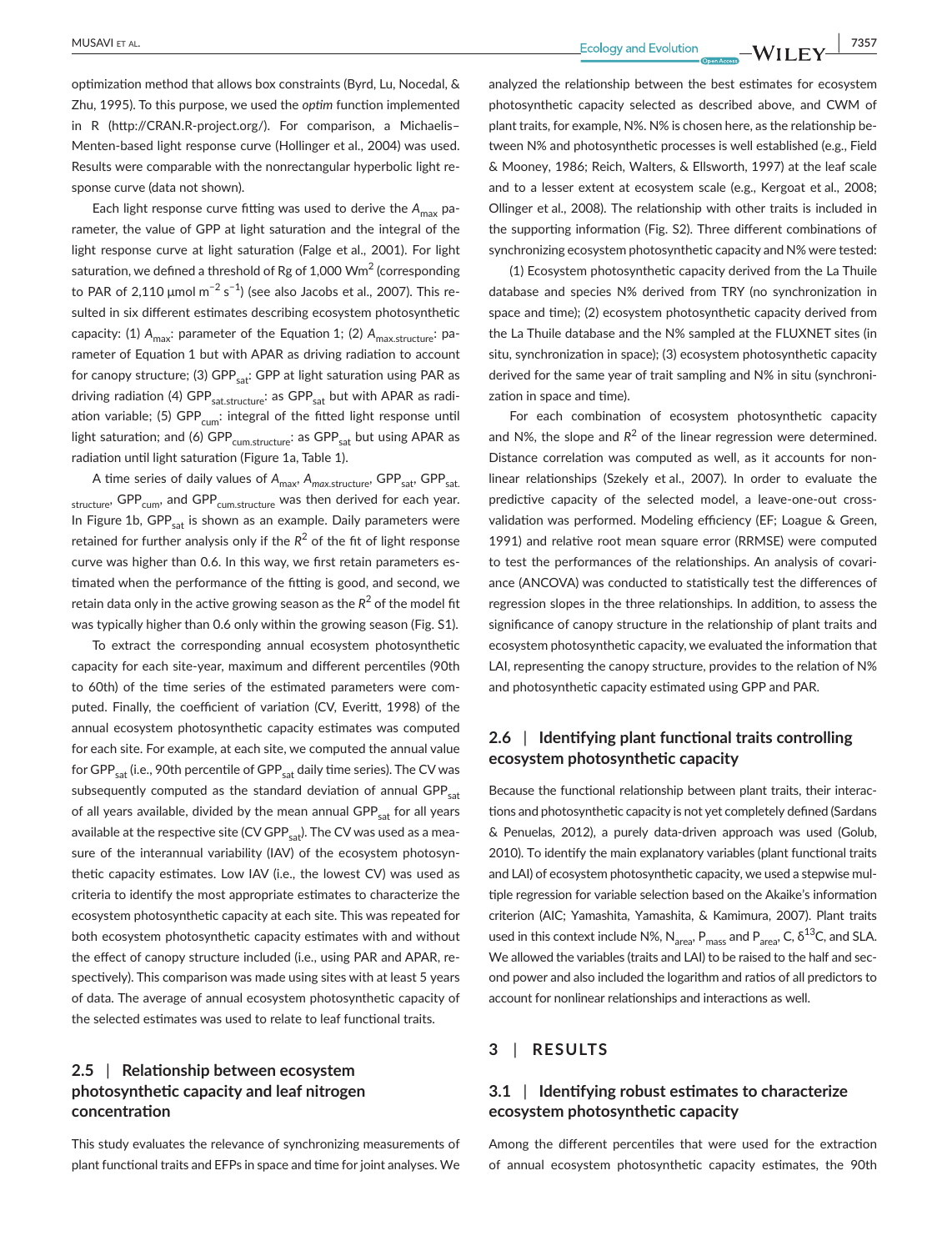optimization method that allows box constraints (Byrd, Lu, Nocedal, & Zhu, 1995). To this purpose, we used the *optim* function implemented in R (http://CRAN.R-project.org/). For comparison, a Michaelis–Menten-based light response curve (Hollinger et al., 2004) was used. Results were comparable with the nonrectangular hyperbolic light response curve (data not shown).

Each light response curve fitting was used to derive the $A_{max}$ parameter, the value of GPP at light saturation and the integral of the light response curve at light saturation (Falge et al., 2001). For light saturation, we defined a threshold of Rg of 1,000 $Wm^2$ (corresponding to PAR of 2,110 μmol $m^{-2}$ $s^{-1}$) (see also Jacobs et al., 2007). This resulted in six different estimates describing ecosystem photosynthetic capacity: (1) $A_{max}$: parameter of the Equation 1; (2) $A_{max.structure}$: parameter of Equation 1 but with APAR as driving radiation to account for canopy structure; (3) $GPP_{sat}$: GPP at light saturation using PAR as driving radiation (4) $GPP_{sat.structure}$: as $GPP_{sat}$ but with APAR as radiation variable; (5) $GPP_{cum}$: integral of the fitted light response until light saturation; and (6) $GPP_{cum.structure}$: as $GPP_{sat}$ but using APAR as radiation until light saturation (Figure 1a, Table 1).

A time series of daily values of $A_{max}$, $A_{max.structure}$, $GPP_{sat}$, $GPP_{sat.structure}$, $GPP_{cum}$, and $GPP_{cum.structure}$ was then derived for each year. In Figure 1b, $GPP_{sat}$ is shown as an example. Daily parameters were retained for further analysis only if the $R^2$ of the fit of light response curve was higher than 0.6. In this way, we first retain parameters estimated when the performance of the fitting is good, and second, we retain data only in the active growing season as the $R^2$ of the model fit was typically higher than 0.6 only within the growing season (Fig. S1).

To extract the corresponding annual ecosystem photosynthetic capacity for each site-year, maximum and different percentiles (90th to 60th) of the time series of the estimated parameters were computed. Finally, the coefficient of variation (CV, Everitt, 1998) of the annual ecosystem photosynthetic capacity estimates was computed for each site. For example, at each site, we computed the annual value for $GPP_{sat}$ (i.e., 90th percentile of $GPP_{sat}$ daily time series). The CV was subsequently computed as the standard deviation of annual $GPP_{sat}$ of all years available, divided by the mean annual $GPP_{sat}$ for all years available at the respective site (CV $GPP_{sat}$). The CV was used as a measure of the interannual variability (IAV) of the ecosystem photosynthetic capacity estimates. Low IAV (i.e., the lowest CV) was used as criteria to identify the most appropriate estimates to characterize the ecosystem photosynthetic capacity at each site. This was repeated for both ecosystem photosynthetic capacity estimates with and without the effect of canopy structure included (i.e., using PAR and APAR, respectively). This comparison was made using sites with at least 5 years of data. The average of annual ecosystem photosynthetic capacity of the selected estimates was used to relate to leaf functional traits.

### 2.5 | Relationship between ecosystem photosynthetic capacity and leaf nitrogen concentration

This study evaluates the relevance of synchronizing measurements of plant functional traits and EFPs in space and time for joint analyses. We analyzed the relationship between the best estimates for ecosystem photosynthetic capacity selected as described above, and CWM of plant traits, for example, N%. N% is chosen here, as the relationship between N% and photosynthetic processes is well established (e.g., Field & Mooney, 1986; Reich, Walters, & Ellsworth, 1997) at the leaf scale and to a lesser extent at ecosystem scale (e.g., Kergoat et al., 2008; Ollinger et al., 2008). The relationship with other traits is included in the supporting information (Fig. S2). Three different combinations of synchronizing ecosystem photosynthetic capacity and N% were tested:

(1) Ecosystem photosynthetic capacity derived from the La Thuile database and species N% derived from TRY (no synchronization in space and time); (2) ecosystem photosynthetic capacity derived from the La Thuile database and the N% sampled at the FLUXNET sites (in situ, synchronization in space); (3) ecosystem photosynthetic capacity derived for the same year of trait sampling and N% in situ (synchronization in space and time).

For each combination of ecosystem photosynthetic capacity and N%, the slope and $R^2$ of the linear regression were determined. Distance correlation was computed as well, as it accounts for nonlinear relationships (Szekely et al., 2007). In order to evaluate the predictive capacity of the selected model, a leave-one-out cross-validation was performed. Modeling efficiency (EF; Loague & Green, 1991) and relative root mean square error (RRMSE) were computed to test the performances of the relationships. An analysis of covariance (ANCOVA) was conducted to statistically test the differences of regression slopes in the three relationships. In addition, to assess the significance of canopy structure in the relationship of plant traits and ecosystem photosynthetic capacity, we evaluated the information that LAI, representing the canopy structure, provides to the relation of N% and photosynthetic capacity estimated using GPP and PAR.

### 2.6 | Identifying plant functional traits controlling ecosystem photosynthetic capacity

Because the functional relationship between plant traits, their interactions and photosynthetic capacity is not yet completely defined (Sardans & Penuelas, 2012), a purely data-driven approach was used (Golub, 2010). To identify the main explanatory variables (plant functional traits and LAI) of ecosystem photosynthetic capacity, we used a stepwise multiple regression for variable selection based on the Akaike's information criterion (AIC; Yamashita, Yamashita, & Kamimura, 2007). Plant traits used in this context include N%, $N_{area}$, $P_{mass}$ and $P_{area}$, C, $\delta^{13}C$, and SLA. We allowed the variables (traits and LAI) to be raised to the half and second power and also included the logarithm and ratios of all predictors to account for nonlinear relationships and interactions as well.

## 3 | RESULTS

### 3.1 | Identifying robust estimates to characterize ecosystem photosynthetic capacity

Among the different percentiles that were used for the extraction of annual ecosystem photosynthetic capacity estimates, the 90th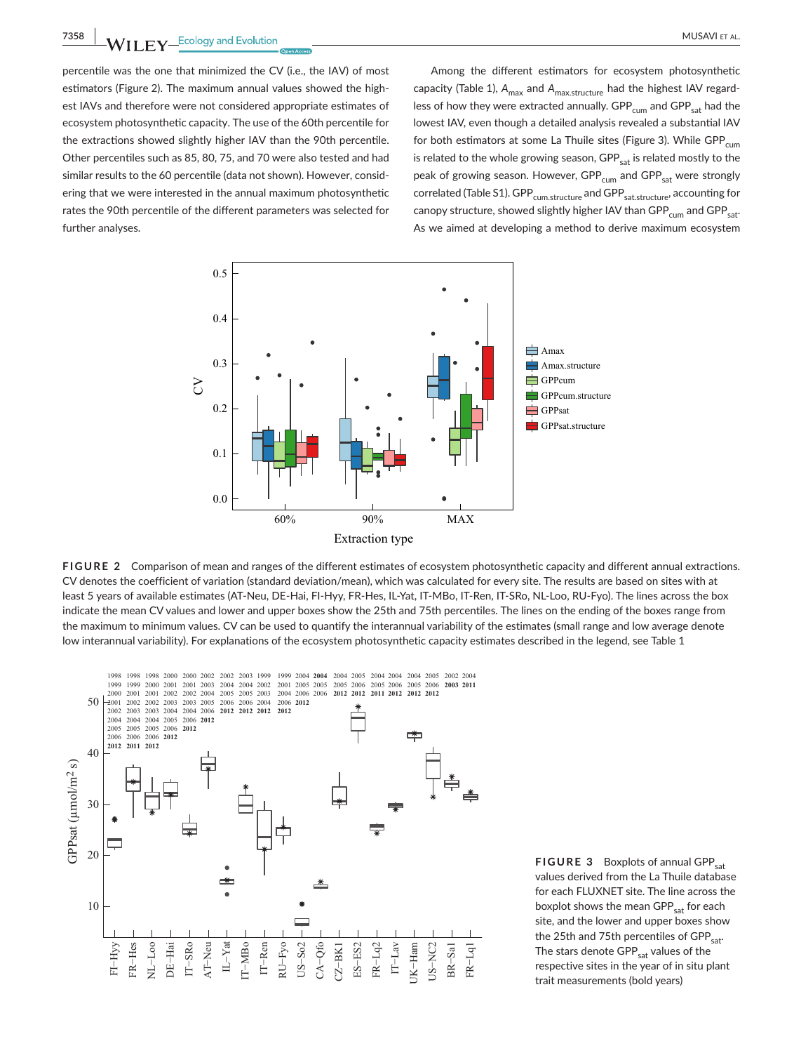percentile was the one that minimized the CV (i.e., the IAV) of most estimators (Figure 2). The maximum annual values showed the highest IAVs and therefore were not considered appropriate estimates of ecosystem photosynthetic capacity. The use of the 60th percentile for the extractions showed slightly higher IAV than the 90th percentile. Other percentiles such as 85, 80, 75, and 70 were also tested and had similar results to the 60 percentile (data not shown). However, considering that we were interested in the annual maximum photosynthetic rates the 90th percentile of the different parameters was selected for further analyses.

Among the different estimators for ecosystem photosynthetic capacity (Table 1), $A_{max}$ and $A_{max.structure}$ had the highest IAV regardless of how they were extracted annually. $GPP_{cum}$ and $GPP_{sat}$ had the lowest IAV, even though a detailed analysis revealed a substantial IAV for both estimators at some La Thuile sites (Figure 3). While $GPP_{cum}$ is related to the whole growing season, $GPP_{sat}$ is related mostly to the peak of growing season. However, $GPP_{cum}$ and $GPP_{sat}$ were strongly correlated (Table S1). $GPP_{cum.structure}$ and $GPP_{sat.structure}$, accounting for canopy structure, showed slightly higher IAV than $GPP_{cum}$ and $GPP_{sat}$. As we aimed at developing a method to derive maximum ecosystem

**FIGURE 2** Comparison of mean and ranges of the different estimates of ecosystem photosynthetic capacity and different annual extractions. CV denotes the coefficient of variation (standard deviation/mean), which was calculated for every site. The results are based on sites with at least 5 years of available estimates (AT-Neu, DE-Hai, FI-Hyy, FR-Hes, IL-Yat, IT-MBo, IT-Ren, IT-SRo, NL-Loo, RU-Fyo). The lines across the box indicate the mean CV values and lower and upper boxes show the 25th and 75th percentiles. The lines on the ending of the boxes range from the maximum to minimum values. CV can be used to quantify the interannual variability of the estimates (small range and low average denote low interannual variability). For explanations of the ecosystem photosynthetic capacity estimates described in the legend, see Table 1

**FIGURE 3** Boxplots of annual $GPP_{sat}$ values derived from the La Thuile database for each FLUXNET site. The line across the boxplot shows the mean $GPP_{sat}$ for each site, and the lower and upper boxes show the 25th and 75th percentiles of $GPP_{sat}$. The stars denote $GPP_{sat}$ values of the respective sites in the year of in situ plant trait measurements (bold years)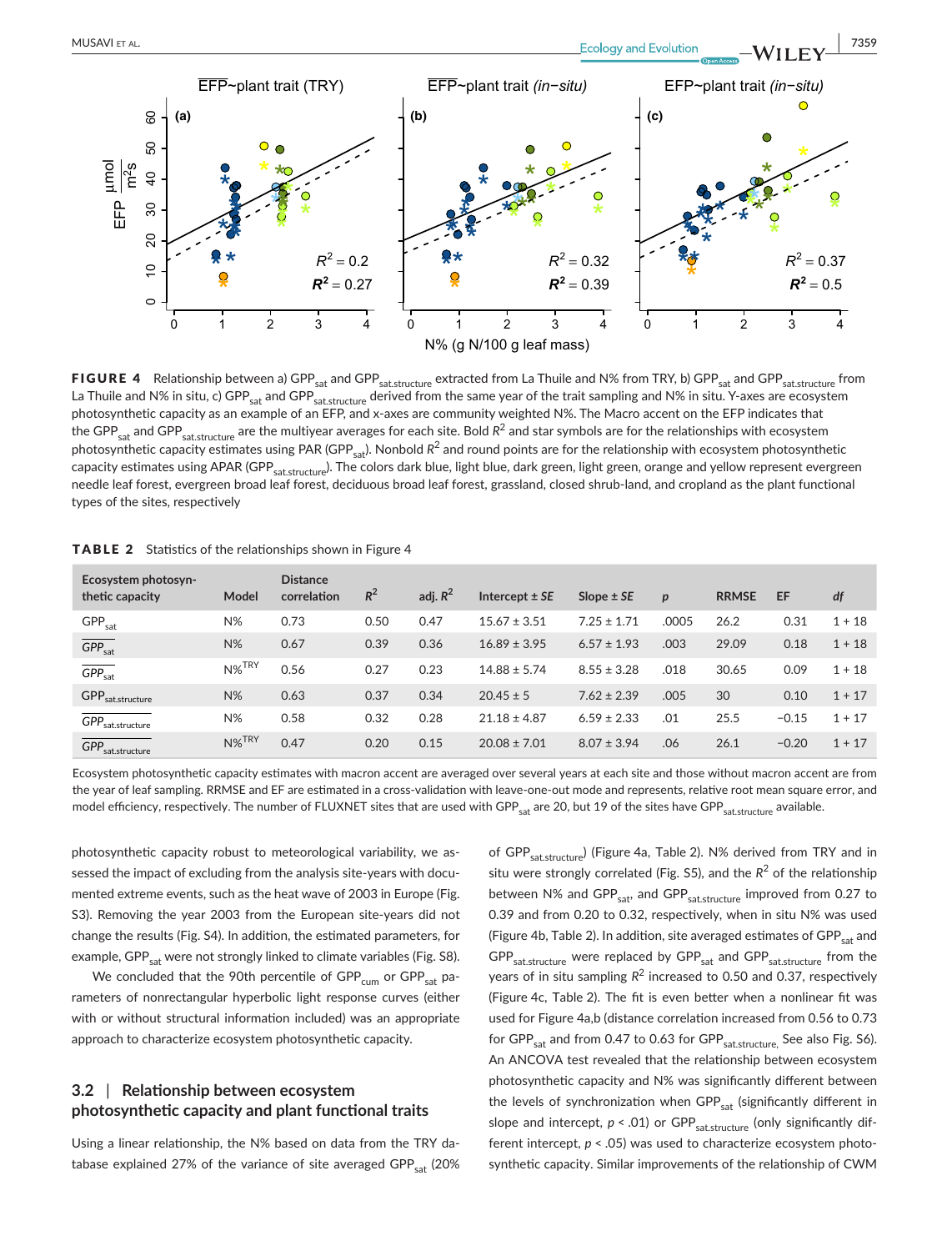**FIGURE 4** Relationship between a) $GPP_{sat}$ and $GPP_{sat.structure}$ extracted from La Thuile and N% from TRY, b) $GPP_{sat}$ and $GPP_{sat.structure}$ from La Thuile and N% in situ, c) $GPP_{sat}$ and $GPP_{sat.structure}$ derived from the same year of the trait sampling and N% in situ. Y-axes are ecosystem photosynthetic capacity as an example of an EFP, and x-axes are community weighted N%. The Macro accent on the EFP indicates that the $GPP_{sat}$ and $GPP_{sat.structure}$ are the multiyear averages for each site. Bold $R^2$ and star symbols are for the relationships with ecosystem photosynthetic capacity estimates using PAR ($GPP_{sat}$). Nonbold $R^2$ and round points are for the relationship with ecosystem photosynthetic capacity estimates using APAR ($GPP_{sat.structure}$). The colors dark blue, light blue, dark green, light green, orange and yellow represent evergreen needle leaf forest, evergreen broad leaf forest, deciduous broad leaf forest, grassland, closed shrub-land, and cropland as the plant functional types of the sites, respectively

**TABLE 2** Statistics of the relationships shown in Figure 4

| Ecosystem photosynthetic capacity | Model | Distance correlation | $R^2$ | adj. $R^2$ | Intercept ± *SE* | Slope ± *SE* | *p* | RRMSE | EF | *df* |
|---|---|---|---|---|---|---|---|---|---|---|
| $GPP_{sat}$ | N% | 0.73 | 0.50 | 0.47 | 15.67 ± 3.51 | 7.25 ± 1.71 | .0005 | 26.2 | 0.31 | 1 + 18 |
| $\overline{GPP}_{sat}$ | N% | 0.67 | 0.39 | 0.36 | 16.89 ± 3.95 | 6.57 ± 1.93 | .003 | 29.09 | 0.18 | 1 + 18 |
| $\overline{GPP}_{sat}$ | $N\%^{TRY}$ | 0.56 | 0.27 | 0.23 | 14.88 ± 5.74 | 8.55 ± 3.28 | .018 | 30.65 | 0.09 | 1 + 18 |
| $GPP_{sat.structure}$ | N% | 0.63 | 0.37 | 0.34 | 20.45 ± 5 | 7.62 ± 2.39 | .005 | 30 | 0.10 | 1 + 17 |
| $\overline{GPP}_{sat.structure}$ | N% | 0.58 | 0.32 | 0.28 | 21.18 ± 4.87 | 6.59 ± 2.33 | .01 | 25.5 | −0.15 | 1 + 17 |
| $\overline{GPP}_{sat.structure}$ | $N\%^{TRY}$ | 0.47 | 0.20 | 0.15 | 20.08 ± 7.01 | 8.07 ± 3.94 | .06 | 26.1 | −0.20 | 1 + 17 |

Ecosystem photosynthetic capacity estimates with macron accent are averaged over several years at each site and those without macron accent are from the year of leaf sampling. RRMSE and EF are estimated in a cross-validation with leave-one-out mode and represents, relative root mean square error, and model efficiency, respectively. The number of FLUXNET sites that are used with $GPP_{sat}$ are 20, but 19 of the sites have $GPP_{sat.structure}$ available.

photosynthetic capacity robust to meteorological variability, we assessed the impact of excluding from the analysis site-years with documented extreme events, such as the heat wave of 2003 in Europe (Fig. S3). Removing the year 2003 from the European site-years did not change the results (Fig. S4). In addition, the estimated parameters, for example, $GPP_{sat}$ were not strongly linked to climate variables (Fig. S8).

We concluded that the 90th percentile of $GPP_{cum}$ or $GPP_{sat}$ parameters of nonrectangular hyperbolic light response curves (either with or without structural information included) was an appropriate approach to characterize ecosystem photosynthetic capacity.

## 3.2 | Relationship between ecosystem photosynthetic capacity and plant functional traits

Using a linear relationship, the N% based on data from the TRY database explained 27% of the variance of site averaged $GPP_{sat}$ (20% of $GPP_{sat.structure}$) (Figure 4a, Table 2). N% derived from TRY and in situ were strongly correlated (Fig. S5), and the $R^2$ of the relationship between N% and $GPP_{sat}$, and $GPP_{sat.structure}$ improved from 0.27 to 0.39 and from 0.20 to 0.32, respectively, when in situ N% was used (Figure 4b, Table 2). In addition, site averaged estimates of $GPP_{sat}$ and $GPP_{sat.structure}$ were replaced by $GPP_{sat}$ and $GPP_{sat.structure}$ from the years of in situ sampling $R^2$ increased to 0.50 and 0.37, respectively (Figure 4c, Table 2). The fit is even better when a nonlinear fit was used for Figure 4a,b (distance correlation increased from 0.56 to 0.73 for $GPP_{sat}$ and from 0.47 to 0.63 for $GPP_{sat.structure,}$ See also Fig. S6). An ANCOVA test revealed that the relationship between ecosystem photosynthetic capacity and N% was significantly different between the levels of synchronization when $GPP_{sat}$ (significantly different in slope and intercept, $p < .01$) or $GPP_{sat.structure}$ (only significantly different intercept, $p < .05$) was used to characterize ecosystem photosynthetic capacity. Similar improvements of the relationship of CWM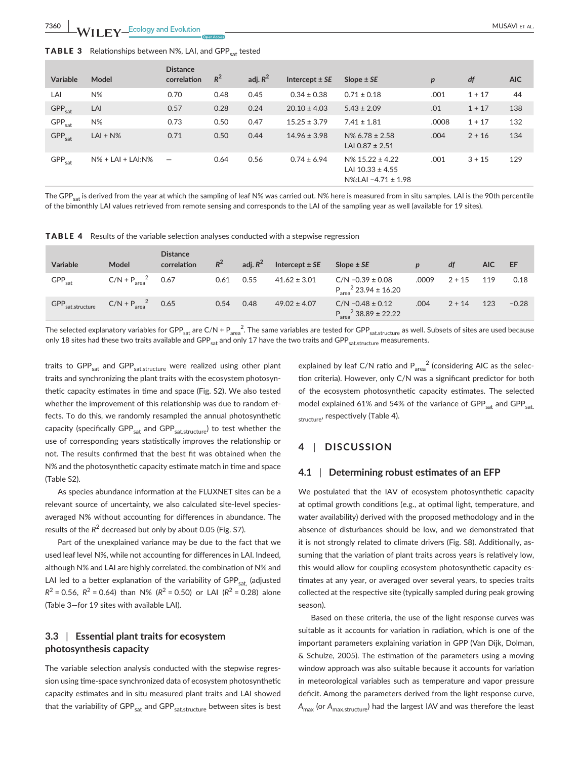**TABLE 3** Relationships between N%, LAI, and $GPP_{sat}$ tested

| Variable | Model | Distance correlation | $R^2$ | adj. $R^2$ | Intercept ± *SE* | Slope ± *SE* | *p* | *df* | AIC |
|---|---|---|---|---|---|---|---|---|---|
| LAI | N% | 0.70 | 0.48 | 0.45 | 0.34 ± 0.38 | 0.71 ± 0.18 | .001 | 1 + 17 | 44 |
| $GPP_{sat}$ | LAI | 0.57 | 0.28 | 0.24 | 20.10 ± 4.03 | 5.43 ± 2.09 | .01 | 1 + 17 | 138 |
| $GPP_{sat}$ | N% | 0.73 | 0.50 | 0.47 | 15.25 ± 3.79 | 7.41 ± 1.81 | .0008 | 1 + 17 | 132 |
| $GPP_{sat}$ | LAI + N% | 0.71 | 0.50 | 0.44 | 14.96 ± 3.98 | N% 6.78 ± 2.58<br>LAI 0.87 ± 2.51 | .004 | 2 + 16 | 134 |
| $GPP_{sat}$ | N% + LAI + LAI:N% | — | 0.64 | 0.56 | 0.74 ± 6.94 | N% 15.22 ± 4.22<br>LAI 10.33 ± 4.55<br>N%:LAI −4.71 ± 1.98 | .001 | 3 + 15 | 129 |

The $GPP_{sat}$ is derived from the year at which the sampling of leaf N% was carried out. N% here is measured from in situ samples. LAI is the 90th percentile of the bimonthly LAI values retrieved from remote sensing and corresponds to the LAI of the sampling year as well (available for 19 sites).

**TABLE 4** Results of the variable selection analyses conducted with a stepwise regression

| Variable | Model | Distance correlation | $R^2$ | adj. $R^2$ | Intercept ± *SE* | Slope ± *SE* | *p* | *df* | AIC | EF |
|---|---|---|---|---|---|---|---|---|---|---|
| $GPP_{sat}$ | C/N + $P_{area}^2$ | 0.67 | 0.61 | 0.55 | 41.62 ± 3.01 | C/N −0.39 ± 0.08<br>$P_{area}^2$ 23.94 ± 16.20 | .0009 | 2 + 15 | 119 | 0.18 |
| $GPP_{sat.structure}$ | C/N + $P_{area}^2$ | 0.65 | 0.54 | 0.48 | 49.02 ± 4.07 | C/N −0.48 ± 0.12<br>$P_{area}^2$ 38.89 ± 22.22 | .004 | 2 + 14 | 123 | −0.28 |

The selected explanatory variables for $GPP_{sat}$ are C/N + $P_{area}^2$. The same variables are tested for $GPP_{sat.structure}$ as well. Subsets of sites are used because only 18 sites had these two traits available and $GPP_{sat}$ and only 17 have the two traits and $GPP_{sat.structure}$ measurements.

traits to $GPP_{sat}$ and $GPP_{sat.structure}$ were realized using other plant traits and synchronizing the plant traits with the ecosystem photosynthetic capacity estimates in time and space (Fig. S2). We also tested whether the improvement of this relationship was due to random effects. To do this, we randomly resampled the annual photosynthetic capacity (specifically $GPP_{sat}$ and $GPP_{sat.structure}$) to test whether the use of corresponding years statistically improves the relationship or not. The results confirmed that the best fit was obtained when the N% and the photosynthetic capacity estimate match in time and space (Table S2).

As species abundance information at the FLUXNET sites can be a relevant source of uncertainty, we also calculated site-level species-averaged N% without accounting for differences in abundance. The results of the $R^2$ decreased but only by about 0.05 (Fig. S7).

Part of the unexplained variance may be due to the fact that we used leaf level N%, while not accounting for differences in LAI. Indeed, although N% and LAI are highly correlated, the combination of N% and LAI led to a better explanation of the variability of $GPP_{sat}$, (adjusted $R^2 = 0.56$, $R^2 = 0.64$) than N% ($R^2 = 0.50$) or LAI ($R^2 = 0.28$) alone (Table 3—for 19 sites with available LAI).

### 3.3 | Essential plant traits for ecosystem photosynthesis capacity

The variable selection analysis conducted with the stepwise regression using time-space synchronized data of ecosystem photosynthetic capacity estimates and in situ measured plant traits and LAI showed that the variability of $GPP_{sat}$ and $GPP_{sat.structure}$ between sites is best explained by leaf C/N ratio and $P_{area}^2$ (considering AIC as the selection criteria). However, only C/N was a significant predictor for both of the ecosystem photosynthetic capacity estimates. The selected model explained 61% and 54% of the variance of $GPP_{sat}$ and $GPP_{sat.structure}$, respectively (Table 4).

## 4 | DISCUSSION

### 4.1 | Determining robust estimates of an EFP

We postulated that the IAV of ecosystem photosynthetic capacity at optimal growth conditions (e.g., at optimal light, temperature, and water availability) derived with the proposed methodology and in the absence of disturbances should be low, and we demonstrated that it is not strongly related to climate drivers (Fig. S8). Additionally, assuming that the variation of plant traits across years is relatively low, this would allow for coupling ecosystem photosynthetic capacity estimates at any year, or averaged over several years, to species traits collected at the respective site (typically sampled during peak growing season).

Based on these criteria, the use of the light response curves was suitable as it accounts for variation in radiation, which is one of the important parameters explaining variation in GPP (Van Dijk, Dolman, & Schulze, 2005). The estimation of the parameters using a moving window approach was also suitable because it accounts for variation in meteorological variables such as temperature and vapor pressure deficit. Among the parameters derived from the light response curve, $A_{max}$ (or $A_{max.structure}$) had the largest IAV and was therefore the least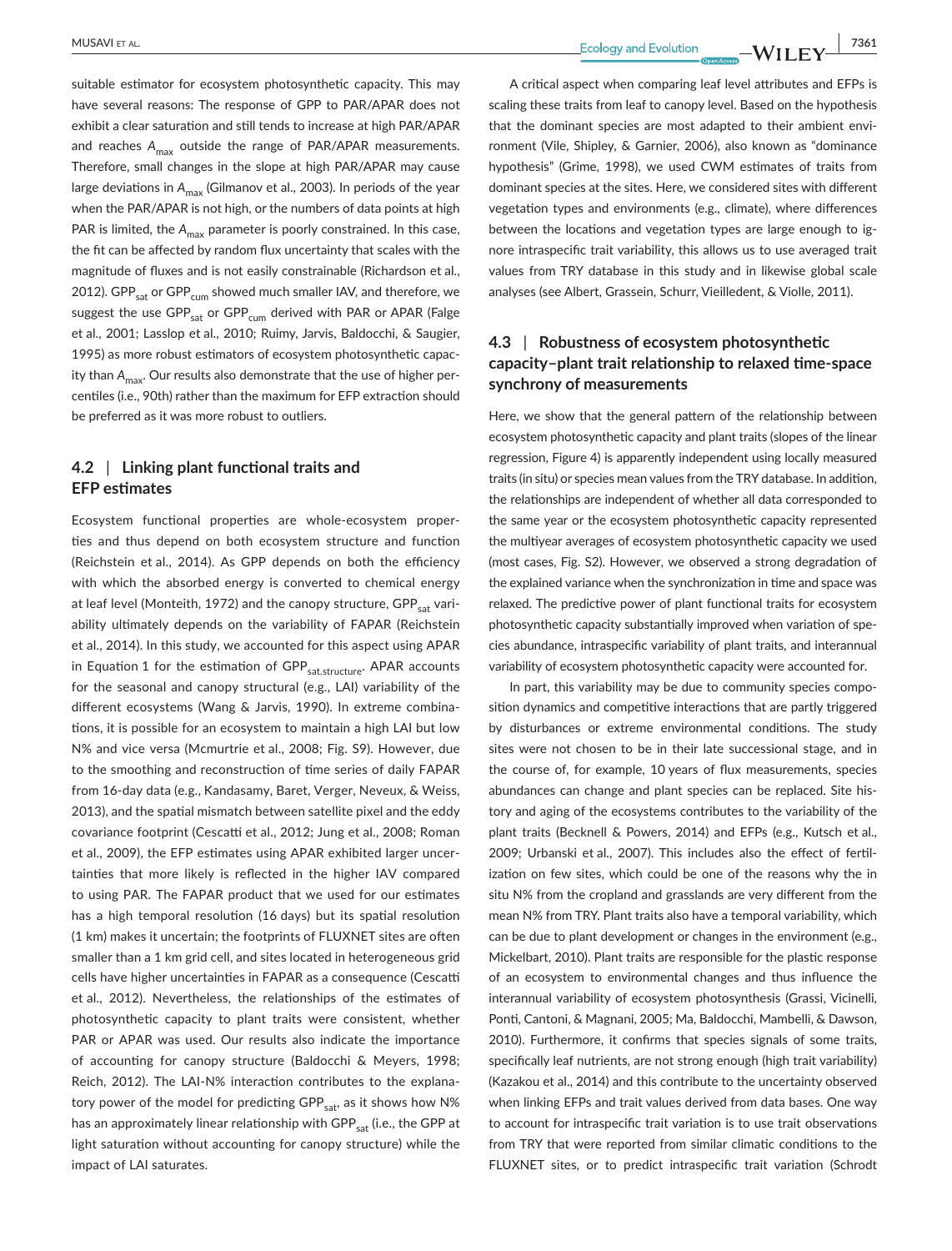suitable estimator for ecosystem photosynthetic capacity. This may have several reasons: The response of GPP to PAR/APAR does not exhibit a clear saturation and still tends to increase at high PAR/APAR and reaches $A_{max}$ outside the range of PAR/APAR measurements. Therefore, small changes in the slope at high PAR/APAR may cause large deviations in $A_{max}$ (Gilmanov et al., 2003). In periods of the year when the PAR/APAR is not high, or the numbers of data points at high PAR is limited, the $A_{max}$ parameter is poorly constrained. In this case, the fit can be affected by random flux uncertainty that scales with the magnitude of fluxes and is not easily constrainable (Richardson et al., 2012). $GPP_{sat}$ or $GPP_{cum}$ showed much smaller IAV, and therefore, we suggest the use $GPP_{sat}$ or $GPP_{cum}$ derived with PAR or APAR (Falge et al., 2001; Lasslop et al., 2010; Ruimy, Jarvis, Baldocchi, & Saugier, 1995) as more robust estimators of ecosystem photosynthetic capacity than $A_{max}$. Our results also demonstrate that the use of higher percentiles (i.e., 90th) rather than the maximum for EFP extraction should be preferred as it was more robust to outliers.

## 4.2 | Linking plant functional traits and EFP estimates

Ecosystem functional properties are whole-ecosystem properties and thus depend on both ecosystem structure and function (Reichstein et al., 2014). As GPP depends on both the efficiency with which the absorbed energy is converted to chemical energy at leaf level (Monteith, 1972) and the canopy structure, $GPP_{sat}$ variability ultimately depends on the variability of FAPAR (Reichstein et al., 2014). In this study, we accounted for this aspect using APAR in Equation 1 for the estimation of $GPP_{sat.structure}$. APAR accounts for the seasonal and canopy structural (e.g., LAI) variability of the different ecosystems (Wang & Jarvis, 1990). In extreme combinations, it is possible for an ecosystem to maintain a high LAI but low N% and vice versa (Mcmurtrie et al., 2008; Fig. S9). However, due to the smoothing and reconstruction of time series of daily FAPAR from 16-day data (e.g., Kandasamy, Baret, Verger, Neveux, & Weiss, 2013), and the spatial mismatch between satellite pixel and the eddy covariance footprint (Cescatti et al., 2012; Jung et al., 2008; Roman et al., 2009), the EFP estimates using APAR exhibited larger uncertainties that more likely is reflected in the higher IAV compared to using PAR. The FAPAR product that we used for our estimates has a high temporal resolution (16 days) but its spatial resolution (1 km) makes it uncertain; the footprints of FLUXNET sites are often smaller than a 1 km grid cell, and sites located in heterogeneous grid cells have higher uncertainties in FAPAR as a consequence (Cescatti et al., 2012). Nevertheless, the relationships of the estimates of photosynthetic capacity to plant traits were consistent, whether PAR or APAR was used. Our results also indicate the importance of accounting for canopy structure (Baldocchi & Meyers, 1998; Reich, 2012). The LAI-N% interaction contributes to the explanatory power of the model for predicting $GPP_{sat}$, as it shows how N% has an approximately linear relationship with $GPP_{sat}$ (i.e., the GPP at light saturation without accounting for canopy structure) while the impact of LAI saturates.

A critical aspect when comparing leaf level attributes and EFPs is scaling these traits from leaf to canopy level. Based on the hypothesis that the dominant species are most adapted to their ambient environment (Vile, Shipley, & Garnier, 2006), also known as "dominance hypothesis" (Grime, 1998), we used CWM estimates of traits from dominant species at the sites. Here, we considered sites with different vegetation types and environments (e.g., climate), where differences between the locations and vegetation types are large enough to ignore intraspecific trait variability, this allows us to use averaged trait values from TRY database in this study and in likewise global scale analyses (see Albert, Grassein, Schurr, Vieilledent, & Violle, 2011).

## 4.3 | Robustness of ecosystem photosynthetic capacity–plant trait relationship to relaxed time-space synchrony of measurements

Here, we show that the general pattern of the relationship between ecosystem photosynthetic capacity and plant traits (slopes of the linear regression, Figure 4) is apparently independent using locally measured traits (in situ) or species mean values from the TRY database. In addition, the relationships are independent of whether all data corresponded to the same year or the ecosystem photosynthetic capacity represented the multiyear averages of ecosystem photosynthetic capacity we used (most cases, Fig. S2). However, we observed a strong degradation of the explained variance when the synchronization in time and space was relaxed. The predictive power of plant functional traits for ecosystem photosynthetic capacity substantially improved when variation of species abundance, intraspecific variability of plant traits, and interannual variability of ecosystem photosynthetic capacity were accounted for.

In part, this variability may be due to community species composition dynamics and competitive interactions that are partly triggered by disturbances or extreme environmental conditions. The study sites were not chosen to be in their late successional stage, and in the course of, for example, 10 years of flux measurements, species abundances can change and plant species can be replaced. Site history and aging of the ecosystems contributes to the variability of the plant traits (Becknell & Powers, 2014) and EFPs (e.g., Kutsch et al., 2009; Urbanski et al., 2007). This includes also the effect of fertilization on few sites, which could be one of the reasons why the in situ N% from the cropland and grasslands are very different from the mean N% from TRY. Plant traits also have a temporal variability, which can be due to plant development or changes in the environment (e.g., Mickelbart, 2010). Plant traits are responsible for the plastic response of an ecosystem to environmental changes and thus influence the interannual variability of ecosystem photosynthesis (Grassi, Vicinelli, Ponti, Cantoni, & Magnani, 2005; Ma, Baldocchi, Mambelli, & Dawson, 2010). Furthermore, it confirms that species signals of some traits, specifically leaf nutrients, are not strong enough (high trait variability) (Kazakou et al., 2014) and this contribute to the uncertainty observed when linking EFPs and trait values derived from data bases. One way to account for intraspecific trait variation is to use trait observations from TRY that were reported from similar climatic conditions to the FLUXNET sites, or to predict intraspecific trait variation (Schrodt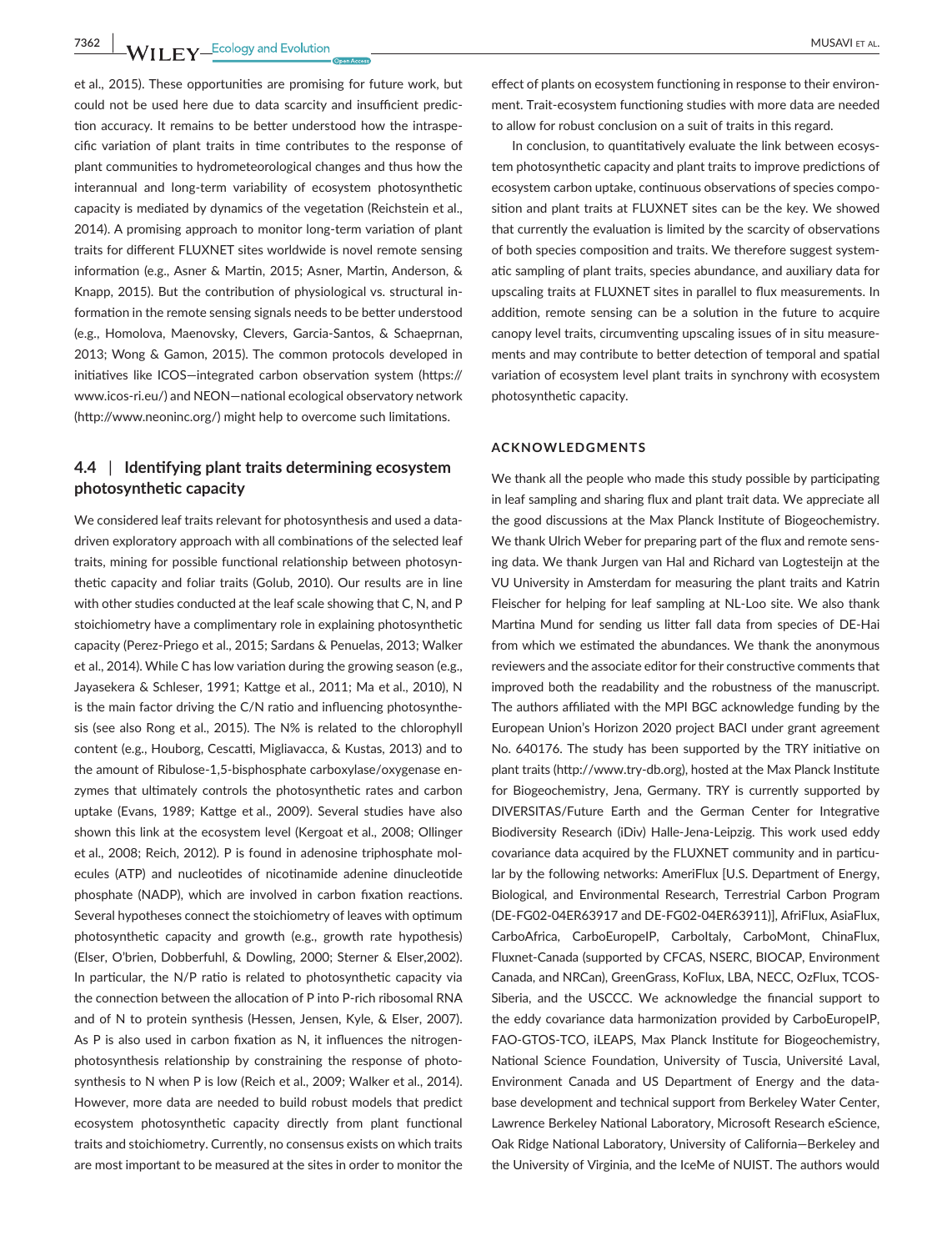et al., 2015). These opportunities are promising for future work, but could not be used here due to data scarcity and insufficient prediction accuracy. It remains to be better understood how the intraspecific variation of plant traits in time contributes to the response of plant communities to hydrometeorological changes and thus how the interannual and long-term variability of ecosystem photosynthetic capacity is mediated by dynamics of the vegetation (Reichstein et al., 2014). A promising approach to monitor long-term variation of plant traits for different FLUXNET sites worldwide is novel remote sensing information (e.g., Asner & Martin, 2015; Asner, Martin, Anderson, & Knapp, 2015). But the contribution of physiological vs. structural information in the remote sensing signals needs to be better understood (e.g., Homolova, Maenovsky, Clevers, Garcia-Santos, & Schaeprnan, 2013; Wong & Gamon, 2015). The common protocols developed in initiatives like ICOS—integrated carbon observation system (https://www.icos-ri.eu/) and NEON—national ecological observatory network (http://www.neoninc.org/) might help to overcome such limitations.

### 4.4 | Identifying plant traits determining ecosystem photosynthetic capacity

We considered leaf traits relevant for photosynthesis and used a data-driven exploratory approach with all combinations of the selected leaf traits, mining for possible functional relationship between photosynthetic capacity and foliar traits (Golub, 2010). Our results are in line with other studies conducted at the leaf scale showing that C, N, and P stoichiometry have a complimentary role in explaining photosynthetic capacity (Perez-Priego et al., 2015; Sardans & Penuelas, 2013; Walker et al., 2014). While C has low variation during the growing season (e.g., Jayasekera & Schleser, 1991; Kattge et al., 2011; Ma et al., 2010), N is the main factor driving the C/N ratio and influencing photosynthesis (see also Rong et al., 2015). The N% is related to the chlorophyll content (e.g., Houborg, Cescatti, Migliavacca, & Kustas, 2013) and to the amount of Ribulose-1,5-bisphosphate carboxylase/oxygenase enzymes that ultimately controls the photosynthetic rates and carbon uptake (Evans, 1989; Kattge et al., 2009). Several studies have also shown this link at the ecosystem level (Kergoat et al., 2008; Ollinger et al., 2008; Reich, 2012). P is found in adenosine triphosphate molecules (ATP) and nucleotides of nicotinamide adenine dinucleotide phosphate (NADP), which are involved in carbon fixation reactions. Several hypotheses connect the stoichiometry of leaves with optimum photosynthetic capacity and growth (e.g., growth rate hypothesis) (Elser, O'brien, Dobberfuhl, & Dowling, 2000; Sterner & Elser,2002). In particular, the N/P ratio is related to photosynthetic capacity via the connection between the allocation of P into P-rich ribosomal RNA and of N to protein synthesis (Hessen, Jensen, Kyle, & Elser, 2007). As P is also used in carbon fixation as N, it influences the nitrogen-photosynthesis relationship by constraining the response of photosynthesis to N when P is low (Reich et al., 2009; Walker et al., 2014). However, more data are needed to build robust models that predict ecosystem photosynthetic capacity directly from plant functional traits and stoichiometry. Currently, no consensus exists on which traits are most important to be measured at the sites in order to monitor the effect of plants on ecosystem functioning in response to their environment. Trait-ecosystem functioning studies with more data are needed to allow for robust conclusion on a suit of traits in this regard.

In conclusion, to quantitatively evaluate the link between ecosystem photosynthetic capacity and plant traits to improve predictions of ecosystem carbon uptake, continuous observations of species composition and plant traits at FLUXNET sites can be the key. We showed that currently the evaluation is limited by the scarcity of observations of both species composition and traits. We therefore suggest systematic sampling of plant traits, species abundance, and auxiliary data for upscaling traits at FLUXNET sites in parallel to flux measurements. In addition, remote sensing can be a solution in the future to acquire canopy level traits, circumventing upscaling issues of in situ measurements and may contribute to better detection of temporal and spatial variation of ecosystem level plant traits in synchrony with ecosystem photosynthetic capacity.

## ACKNOWLEDGMENTS

We thank all the people who made this study possible by participating in leaf sampling and sharing flux and plant trait data. We appreciate all the good discussions at the Max Planck Institute of Biogeochemistry. We thank Ulrich Weber for preparing part of the flux and remote sensing data. We thank Jurgen van Hal and Richard van Logtesteijn at the VU University in Amsterdam for measuring the plant traits and Katrin Fleischer for helping for leaf sampling at NL-Loo site. We also thank Martina Mund for sending us litter fall data from species of DE-Hai from which we estimated the abundances. We thank the anonymous reviewers and the associate editor for their constructive comments that improved both the readability and the robustness of the manuscript. The authors affiliated with the MPI BGC acknowledge funding by the European Union's Horizon 2020 project BACI under grant agreement No. 640176. The study has been supported by the TRY initiative on plant traits (http://www.try-db.org), hosted at the Max Planck Institute for Biogeochemistry, Jena, Germany. TRY is currently supported by DIVERSITAS/Future Earth and the German Center for Integrative Biodiversity Research (iDiv) Halle-Jena-Leipzig. This work used eddy covariance data acquired by the FLUXNET community and in particular by the following networks: AmeriFlux [U.S. Department of Energy, Biological, and Environmental Research, Terrestrial Carbon Program (DE-FG02-04ER63917 and DE-FG02-04ER63911)], AfriFlux, AsiaFlux, CarboAfrica, CarboEuropeIP, CarboItaly, CarboMont, ChinaFlux, Fluxnet-Canada (supported by CFCAS, NSERC, BIOCAP, Environment Canada, and NRCan), GreenGrass, KoFlux, LBA, NECC, OzFlux, TCOS-Siberia, and the USCCC. We acknowledge the financial support to the eddy covariance data harmonization provided by CarboEuropeIP, FAO-GTOS-TCO, iLEAPS, Max Planck Institute for Biogeochemistry, National Science Foundation, University of Tuscia, Université Laval, Environment Canada and US Department of Energy and the database development and technical support from Berkeley Water Center, Lawrence Berkeley National Laboratory, Microsoft Research eScience, Oak Ridge National Laboratory, University of California—Berkeley and the University of Virginia, and the IceMe of NUIST. The authors would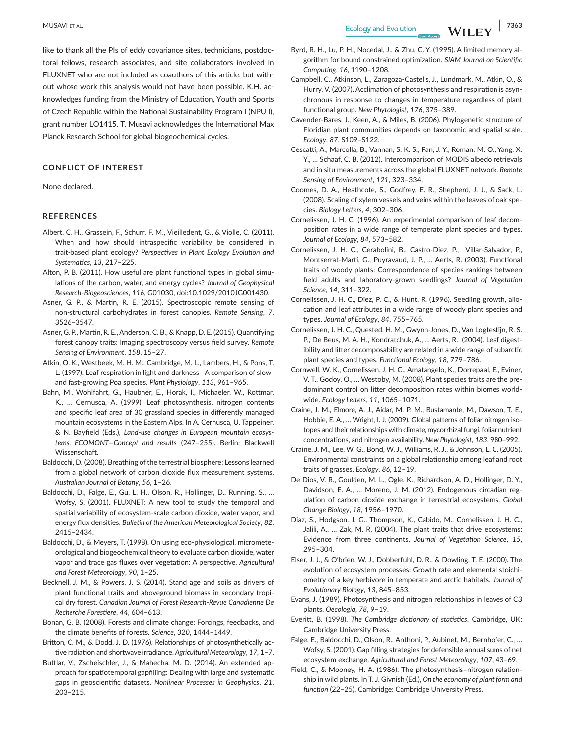like to thank all the PIs of eddy covariance sites, technicians, postdoctoral fellows, research associates, and site collaborators involved in FLUXNET who are not included as coauthors of this article, but without whose work this analysis would not have been possible. K.H. acknowledges funding from the Ministry of Education, Youth and Sports of Czech Republic within the National Sustainability Program I (NPU I), grant number LO1415. T. Musavi acknowledges the International Max Planck Research School for global biogeochemical cycles.

## CONFLICT OF INTEREST

None declared.

## REFERENCES

Albert, C. H., Grassein, F., Schurr, F. M., Vieilledent, G., & Violle, C. (2011). When and how should intraspecific variability be considered in trait-based plant ecology? *Perspectives in Plant Ecology Evolution and Systematics*, *13*, 217–225.

Alton, P. B. (2011). How useful are plant functional types in global simulations of the carbon, water, and energy cycles? *Journal of Geophysical Research-Biogeosciences*, *116*, G01030, doi:10.1029/2010JG001430.

Asner, G. P., & Martin, R. E. (2015). Spectroscopic remote sensing of non-structural carbohydrates in forest canopies. *Remote Sensing*, *7*, 3526–3547.

Asner, G. P., Martin, R. E., Anderson, C. B., & Knapp, D. E. (2015). Quantifying forest canopy traits: Imaging spectroscopy versus field survey. *Remote Sensing of Environment*, *158*, 15–27.

Atkin, O. K., Westbeek, M. H. M., Cambridge, M. L., Lambers, H., & Pons, T. L. (1997). Leaf respiration in light and darkness—A comparison of slow- and fast-growing Poa species. *Plant Physiology*, *113*, 961–965.

Bahn, M., Wohlfahrt, G., Haubner, E., Horak, I., Michaeler, W., Rottmar, K., … Cernusca, A. (1999). Leaf photosynthesis, nitrogen contents and specific leaf area of 30 grassland species in differently managed mountain ecosystems in the Eastern Alps. In A. Cernusca, U. Tappeiner, & N. Bayfield (Eds.), *Land-use changes in European mountain ecosystems. ECOMONT—Concept and results* (247–255). Berlin: Blackwell Wissenschaft.

Baldocchi, D. (2008). Breathing of the terrestrial biosphere: Lessons learned from a global network of carbon dioxide flux measurement systems. *Australian Journal of Botany*, *56*, 1–26.

Baldocchi, D., Falge, E., Gu, L. H., Olson, R., Hollinger, D., Running, S., … Wofsy, S. (2001). FLUXNET: A new tool to study the temporal and spatial variability of ecosystem-scale carbon dioxide, water vapor, and energy flux densities. *Bulletin of the American Meteorological Society*, *82*, 2415–2434.

Baldocchi, D., & Meyers, T. (1998). On using eco-physiological, micrometeorological and biogeochemical theory to evaluate carbon dioxide, water vapor and trace gas fluxes over vegetation: A perspective. *Agricultural and Forest Meteorology*, *90*, 1–25.

Becknell, J. M., & Powers, J. S. (2014). Stand age and soils as drivers of plant functional traits and aboveground biomass in secondary tropical dry forest. *Canadian Journal of Forest Research-Revue Canadienne De Recherche Forestiere*, *44*, 604–613.

Bonan, G. B. (2008). Forests and climate change: Forcings, feedbacks, and the climate benefits of forests. *Science*, *320*, 1444–1449.

Britton, C. M., & Dodd, J. D. (1976). Relationships of photosynthetically active radiation and shortwave irradiance. *Agricultural Meteorology*, *17*, 1–7.

Buttlar, V., Zscheischler, J., & Mahecha, M. D. (2014). An extended approach for spatiotemporal gapfilling: Dealing with large and systematic gaps in geoscientific datasets. *Nonlinear Processes in Geophysics*, *21*, 203–215.

Byrd, R. H., Lu, P. H., Nocedal, J., & Zhu, C. Y. (1995). A limited memory algorithm for bound constrained optimization. *SIAM Journal on Scientific Computing*, *16*, 1190–1208.

Campbell, C., Atkinson, L., Zaragoza-Castells, J., Lundmark, M., Atkin, O., & Hurry, V. (2007). Acclimation of photosynthesis and respiration is asynchronous in response to changes in temperature regardless of plant functional group. *New Phytologist*, *176*, 375–389.

Cavender-Bares, J., Keen, A., & Miles, B. (2006). Phylogenetic structure of Floridian plant communities depends on taxonomic and spatial scale. *Ecology*, *87*, S109–S122.

Cescatti, A., Marcolla, B., Vannan, S. K. S., Pan, J. Y., Roman, M. O., Yang, X. Y., … Schaaf, C. B. (2012). Intercomparison of MODIS albedo retrievals and in situ measurements across the global FLUXNET network. *Remote Sensing of Environment*, *121*, 323–334.

Coomes, D. A., Heathcote, S., Godfrey, E. R., Shepherd, J. J., & Sack, L. (2008). Scaling of xylem vessels and veins within the leaves of oak species. *Biology Letters*, *4*, 302–306.

Cornelissen, J. H. C. (1996). An experimental comparison of leaf decomposition rates in a wide range of temperate plant species and types. *Journal of Ecology*, *84*, 573–582.

Cornelissen, J. H. C., Cerabolini, B., Castro-Diez, P., Villar-Salvador, P., Montserrat-Marti, G., Puyravaud, J. P., … Aerts, R. (2003). Functional traits of woody plants: Correspondence of species rankings between field adults and laboratory-grown seedlings? *Journal of Vegetation Science*, *14*, 311–322.

Cornelissen, J. H. C., Diez, P. C., & Hunt, R. (1996). Seedling growth, allocation and leaf attributes in a wide range of woody plant species and types. *Journal of Ecology*, *84*, 755–765.

Cornelissen, J. H. C., Quested, H. M., Gwynn-Jones, D., Van Logtestijn, R. S. P., De Beus, M. A. H., Kondratchuk, A., … Aerts, R. (2004). Leaf digestibility and litter decomposability are related in a wide range of subarctic plant species and types. *Functional Ecology*, *18*, 779–786.

Cornwell, W. K., Cornelissen, J. H. C., Amatangelo, K., Dorrepaal, E., Eviner, V. T., Godoy, O., … Westoby, M. (2008). Plant species traits are the predominant control on litter decomposition rates within biomes worldwide. *Ecology Letters*, *11*, 1065–1071.

Craine, J. M., Elmore, A. J., Aidar, M. P. M., Bustamante, M., Dawson, T. E., Hobbie, E. A., … Wright, I. J. (2009). Global patterns of foliar nitrogen isotopes and their relationships with climate, mycorrhizal fungi, foliar nutrient concentrations, and nitrogen availability. *New Phytologist*, *183*, 980–992.

Craine, J. M., Lee, W. G., Bond, W. J., Williams, R. J., & Johnson, L. C. (2005). Environmental constraints on a global relationship among leaf and root traits of grasses. *Ecology*, *86*, 12–19.

De Dios, V. R., Goulden, M. L., Ogle, K., Richardson, A. D., Hollinger, D. Y., Davidson, E. A., … Moreno, J. M. (2012). Endogenous circadian regulation of carbon dioxide exchange in terrestrial ecosystems. *Global Change Biology*, *18*, 1956–1970.

Diaz, S., Hodgson, J. G., Thompson, K., Cabido, M., Cornelissen, J. H. C., Jalili, A., … Zak, M. R. (2004). The plant traits that drive ecosystems: Evidence from three continents. *Journal of Vegetation Science*, *15*, 295–304.

Elser, J. J., & O'brien, W. J., Dobberfuhl, D. R., & Dowling, T. E. (2000). The evolution of ecosystem processes: Growth rate and elemental stoichiometry of a key herbivore in temperate and arctic habitats. *Journal of Evolutionary Biology*, *13*, 845–853.

Evans, J. (1989). Photosynthesis and nitrogen relationships in leaves of C3 plants. *Oecologia*, *78*, 9–19.

Everitt, B. (1998). *The Cambridge dictionary of statistics*. Cambridge, UK: Cambridge University Press.

Falge, E., Baldocchi, D., Olson, R., Anthoni, P., Aubinet, M., Bernhofer, C., … Wofsy, S. (2001). Gap filling strategies for defensible annual sums of net ecosystem exchange. *Agricultural and Forest Meteorology*, *107*, 43–69.

Field, C., & Mooney, H. A. (1986). The photosynthesis–nitrogen relationship in wild plants. In T. J. Givnish (Ed.), *On the economy of plant form and function* (22–25). Cambridge: Cambridge University Press.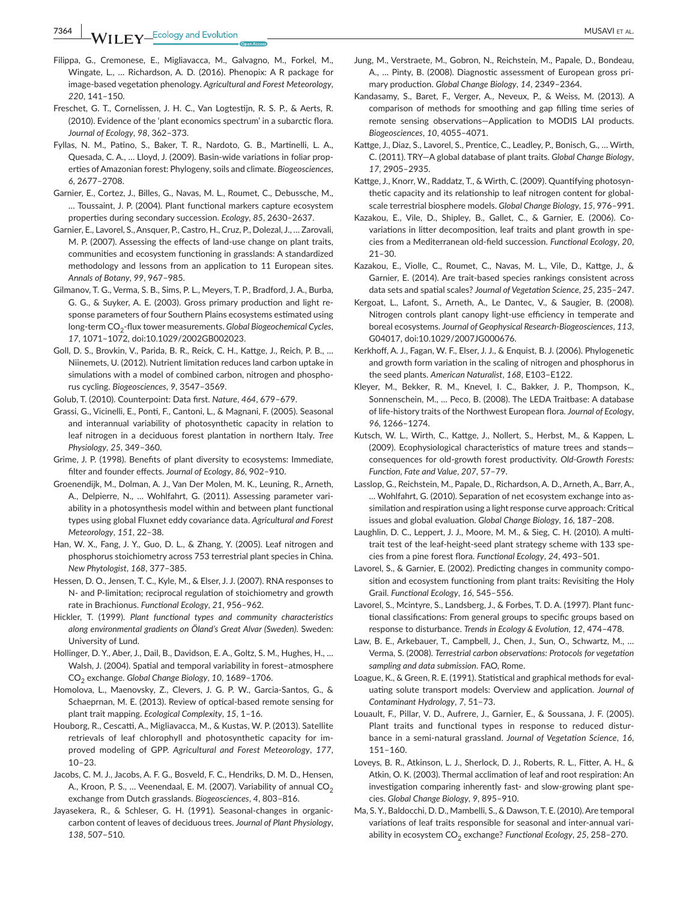Filippa, G., Cremonese, E., Migliavacca, M., Galvagno, M., Forkel, M., Wingate, L., … Richardson, A. D. (2016). Phenopix: A R package for image-based vegetation phenology. *Agricultural and Forest Meteorology*, *220*, 141–150.

Freschet, G. T., Cornelissen, J. H. C., Van Logtestijn, R. S. P., & Aerts, R. (2010). Evidence of the 'plant economics spectrum' in a subarctic flora. *Journal of Ecology*, *98*, 362–373.

Fyllas, N. M., Patino, S., Baker, T. R., Nardoto, G. B., Martinelli, L. A., Quesada, C. A., … Lloyd, J. (2009). Basin-wide variations in foliar properties of Amazonian forest: Phylogeny, soils and climate. *Biogeosciences*, *6*, 2677–2708.

Garnier, E., Cortez, J., Billes, G., Navas, M. L., Roumet, C., Debussche, M., … Toussaint, J. P. (2004). Plant functional markers capture ecosystem properties during secondary succession. *Ecology*, *85*, 2630–2637.

Garnier, E., Lavorel, S., Ansquer, P., Castro, H., Cruz, P., Dolezal, J., … Zarovali, M. P. (2007). Assessing the effects of land-use change on plant traits, communities and ecosystem functioning in grasslands: A standardized methodology and lessons from an application to 11 European sites. *Annals of Botany*, *99*, 967–985.

Gilmanov, T. G., Verma, S. B., Sims, P. L., Meyers, T. P., Bradford, J. A., Burba, G. G., & Suyker, A. E. (2003). Gross primary production and light response parameters of four Southern Plains ecosystems estimated using long-term $CO_2$-flux tower measurements. *Global Biogeochemical Cycles*, *17*, 1071–1072, doi:10.1029/2002GB002023.

Goll, D. S., Brovkin, V., Parida, B. R., Reick, C. H., Kattge, J., Reich, P. B., … Niinemets, U. (2012). Nutrient limitation reduces land carbon uptake in simulations with a model of combined carbon, nitrogen and phosphorus cycling. *Biogeosciences*, *9*, 3547–3569.

Golub, T. (2010). Counterpoint: Data first. *Nature*, *464*, 679–679.

Grassi, G., Vicinelli, E., Ponti, F., Cantoni, L., & Magnani, F. (2005). Seasonal and interannual variability of photosynthetic capacity in relation to leaf nitrogen in a deciduous forest plantation in northern Italy. *Tree Physiology*, *25*, 349–360.

Grime, J. P. (1998). Benefits of plant diversity to ecosystems: Immediate, filter and founder effects. *Journal of Ecology*, *86*, 902–910.

Groenendijk, M., Dolman, A. J., Van Der Molen, M. K., Leuning, R., Arneth, A., Delpierre, N., … Wohlfahrt, G. (2011). Assessing parameter variability in a photosynthesis model within and between plant functional types using global Fluxnet eddy covariance data. *Agricultural and Forest Meteorology*, *151*, 22–38.

Han, W. X., Fang, J. Y., Guo, D. L., & Zhang, Y. (2005). Leaf nitrogen and phosphorus stoichiometry across 753 terrestrial plant species in China. *New Phytologist*, *168*, 377–385.

Hessen, D. O., Jensen, T. C., Kyle, M., & Elser, J. J. (2007). RNA responses to N- and P-limitation; reciprocal regulation of stoichiometry and growth rate in Brachionus. *Functional Ecology*, *21*, 956–962.

Hickler, T. (1999). *Plant functional types and community characteristics along environmental gradients on Öland's Great Alvar (Sweden)*. Sweden: University of Lund.

Hollinger, D. Y., Aber, J., Dail, B., Davidson, E. A., Goltz, S. M., Hughes, H., … Walsh, J. (2004). Spatial and temporal variability in forest–atmosphere $CO_2$ exchange. *Global Change Biology*, *10*, 1689–1706.

Homolova, L., Maenovsky, Z., Clevers, J. G. P. W., Garcia-Santos, G., & Schaeprnan, M. E. (2013). Review of optical-based remote sensing for plant trait mapping. *Ecological Complexity*, *15*, 1–16.

Houborg, R., Cescatti, A., Migliavacca, M., & Kustas, W. P. (2013). Satellite retrievals of leaf chlorophyll and photosynthetic capacity for improved modeling of GPP. *Agricultural and Forest Meteorology*, *177*, 10–23.

Jacobs, C. M. J., Jacobs, A. F. G., Bosveld, F. C., Hendriks, D. M. D., Hensen, A., Kroon, P. S., … Veenendaal, E. M. (2007). Variability of annual $CO_2$ exchange from Dutch grasslands. *Biogeosciences*, *4*, 803–816.

Jayasekera, R., & Schleser, G. H. (1991). Seasonal-changes in organic-carbon content of leaves of deciduous trees. *Journal of Plant Physiology*, *138*, 507–510.

Jung, M., Verstraete, M., Gobron, N., Reichstein, M., Papale, D., Bondeau, A., … Pinty, B. (2008). Diagnostic assessment of European gross primary production. *Global Change Biology*, *14*, 2349–2364.

Kandasamy, S., Baret, F., Verger, A., Neveux, P., & Weiss, M. (2013). A comparison of methods for smoothing and gap filling time series of remote sensing observations—Application to MODIS LAI products. *Biogeosciences*, *10*, 4055–4071.

Kattge, J., Diaz, S., Lavorel, S., Prentice, C., Leadley, P., Bonisch, G., … Wirth, C. (2011). TRY—A global database of plant traits. *Global Change Biology*, *17*, 2905–2935.

Kattge, J., Knorr, W., Raddatz, T., & Wirth, C. (2009). Quantifying photosynthetic capacity and its relationship to leaf nitrogen content for global-scale terrestrial biosphere models. *Global Change Biology*, *15*, 976–991.

Kazakou, E., Vile, D., Shipley, B., Gallet, C., & Garnier, E. (2006). Co-variations in litter decomposition, leaf traits and plant growth in species from a Mediterranean old-field succession. *Functional Ecology*, *20*, 21–30.

Kazakou, E., Violle, C., Roumet, C., Navas, M. L., Vile, D., Kattge, J., & Garnier, E. (2014). Are trait-based species rankings consistent across data sets and spatial scales? *Journal of Vegetation Science*, *25*, 235–247.

Kergoat, L., Lafont, S., Arneth, A., Le Dantec, V., & Saugier, B. (2008). Nitrogen controls plant canopy light-use efficiency in temperate and boreal ecosystems. *Journal of Geophysical Research-Biogeosciences*, *113*, G04017, doi:10.1029/2007JG000676.

Kerkhoff, A. J., Fagan, W. F., Elser, J. J., & Enquist, B. J. (2006). Phylogenetic and growth form variation in the scaling of nitrogen and phosphorus in the seed plants. *American Naturalist*, *168*, E103–E122.

Kleyer, M., Bekker, R. M., Knevel, I. C., Bakker, J. P., Thompson, K., Sonnenschein, M., … Peco, B. (2008). The LEDA Traitbase: A database of life-history traits of the Northwest European flora. *Journal of Ecology*, *96*, 1266–1274.

Kutsch, W. L., Wirth, C., Kattge, J., Nollert, S., Herbst, M., & Kappen, L. (2009). Ecophysiological characteristics of mature trees and stands—consequences for old-growth forest productivity. *Old-Growth Forests: Function, Fate and Value*, *207*, 57–79.

Lasslop, G., Reichstein, M., Papale, D., Richardson, A. D., Arneth, A., Barr, A., … Wohlfahrt, G. (2010). Separation of net ecosystem exchange into assimilation and respiration using a light response curve approach: Critical issues and global evaluation. *Global Change Biology*, *16*, 187–208.

Laughlin, D. C., Leppert, J. J., Moore, M. M., & Sieg, C. H. (2010). A multi-trait test of the leaf-height-seed plant strategy scheme with 133 species from a pine forest flora. *Functional Ecology*, *24*, 493–501.

Lavorel, S., & Garnier, E. (2002). Predicting changes in community composition and ecosystem functioning from plant traits: Revisiting the Holy Grail. *Functional Ecology*, *16*, 545–556.

Lavorel, S., Mcintyre, S., Landsberg, J., & Forbes, T. D. A. (1997). Plant functional classifications: From general groups to specific groups based on response to disturbance. *Trends in Ecology & Evolution*, *12*, 474–478.

Law, B. E., Arkebauer, T., Campbell, J., Chen, J., Sun, O., Schwartz, M., … Verma, S. (2008). *Terrestrial carbon observations: Protocols for vegetation sampling and data submission*. FAO, Rome.

Loague, K., & Green, R. E. (1991). Statistical and graphical methods for evaluating solute transport models: Overview and application. *Journal of Contaminant Hydrology*, *7*, 51–73.

Louault, F., Pillar, V. D., Aufrere, J., Garnier, E., & Soussana, J. F. (2005). Plant traits and functional types in response to reduced disturbance in a semi-natural grassland. *Journal of Vegetation Science*, *16*, 151–160.

Loveys, B. R., Atkinson, L. J., Sherlock, D. J., Roberts, R. L., Fitter, A. H., & Atkin, O. K. (2003). Thermal acclimation of leaf and root respiration: An investigation comparing inherently fast- and slow-growing plant species. *Global Change Biology*, *9*, 895–910.

Ma, S. Y., Baldocchi, D. D., Mambelli, S., & Dawson, T. E. (2010). Are temporal variations of leaf traits responsible for seasonal and inter-annual variability in ecosystem $CO_2$ exchange? *Functional Ecology*, *25*, 258–270.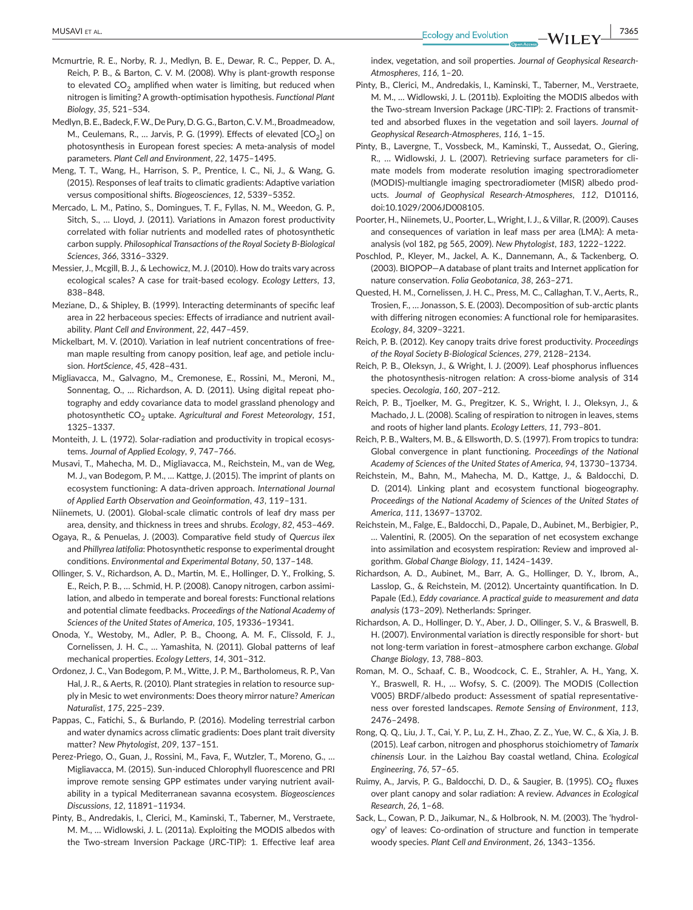Mcmurtrie, R. E., Norby, R. J., Medlyn, B. E., Dewar, R. C., Pepper, D. A., Reich, P. B., & Barton, C. V. M. (2008). Why is plant-growth response to elevated $CO_2$ amplified when water is limiting, but reduced when nitrogen is limiting? A growth-optimisation hypothesis. *Functional Plant Biology*, *35*, 521–534.

Medlyn, B. E., Badeck, F. W., De Pury, D. G. G., Barton, C. V. M., Broadmeadow, M., Ceulemans, R., … Jarvis, P. G. (1999). Effects of elevated [$CO_2$] on photosynthesis in European forest species: A meta-analysis of model parameters. *Plant Cell and Environment*, *22*, 1475–1495.

Meng, T. T., Wang, H., Harrison, S. P., Prentice, I. C., Ni, J., & Wang, G. (2015). Responses of leaf traits to climatic gradients: Adaptive variation versus compositional shifts. *Biogeosciences*, *12*, 5339–5352.

Mercado, L. M., Patino, S., Domingues, T. F., Fyllas, N. M., Weedon, G. P., Sitch, S., … Lloyd, J. (2011). Variations in Amazon forest productivity correlated with foliar nutrients and modelled rates of photosynthetic carbon supply. *Philosophical Transactions of the Royal Society B-Biological Sciences*, *366*, 3316–3329.

Messier, J., Mcgill, B. J., & Lechowicz, M. J. (2010). How do traits vary across ecological scales? A case for trait-based ecology. *Ecology Letters*, *13*, 838–848.

Meziane, D., & Shipley, B. (1999). Interacting determinants of specific leaf area in 22 herbaceous species: Effects of irradiance and nutrient availability. *Plant Cell and Environment*, *22*, 447–459.

Mickelbart, M. V. (2010). Variation in leaf nutrient concentrations of freeman maple resulting from canopy position, leaf age, and petiole inclusion. *HortScience*, *45*, 428–431.

Migliavacca, M., Galvagno, M., Cremonese, E., Rossini, M., Meroni, M., Sonnentag, O., … Richardson, A. D. (2011). Using digital repeat photography and eddy covariance data to model grassland phenology and photosynthetic $CO_2$ uptake. *Agricultural and Forest Meteorology*, *151*, 1325–1337.

Monteith, J. L. (1972). Solar-radiation and productivity in tropical ecosystems. *Journal of Applied Ecology*, *9*, 747–766.

Musavi, T., Mahecha, M. D., Migliavacca, M., Reichstein, M., van de Weg, M. J., van Bodegom, P. M., … Kattge, J. (2015). The imprint of plants on ecosystem functioning: A data-driven approach. *International Journal of Applied Earth Observation and Geoinformation*, *43*, 119–131.

Niinemets, U. (2001). Global-scale climatic controls of leaf dry mass per area, density, and thickness in trees and shrubs. *Ecology*, *82*, 453–469.

Ogaya, R., & Penuelas, J. (2003). Comparative field study of *Quercus ilex* and *Phillyrea latifolia*: Photosynthetic response to experimental drought conditions. *Environmental and Experimental Botany*, *50*, 137–148.

Ollinger, S. V., Richardson, A. D., Martin, M. E., Hollinger, D. Y., Frolking, S. E., Reich, P. B., … Schmid, H. P. (2008). Canopy nitrogen, carbon assimilation, and albedo in temperate and boreal forests: Functional relations and potential climate feedbacks. *Proceedings of the National Academy of Sciences of the United States of America*, *105*, 19336–19341.

Onoda, Y., Westoby, M., Adler, P. B., Choong, A. M. F., Clissold, F. J., Cornelissen, J. H. C., … Yamashita, N. (2011). Global patterns of leaf mechanical properties. *Ecology Letters*, *14*, 301–312.

Ordonez, J. C., Van Bodegom, P. M., Witte, J. P. M., Bartholomeus, R. P., Van Hal, J. R., & Aerts, R. (2010). Plant strategies in relation to resource supply in Mesic to wet environments: Does theory mirror nature? *American Naturalist*, *175*, 225–239.

Pappas, C., Fatichi, S., & Burlando, P. (2016). Modeling terrestrial carbon and water dynamics across climatic gradients: Does plant trait diversity matter? *New Phytologist*, *209*, 137–151.

Perez-Priego, O., Guan, J., Rossini, M., Fava, F., Wutzler, T., Moreno, G., … Migliavacca, M. (2015). Sun-induced Chlorophyll fluorescence and PRI improve remote sensing GPP estimates under varying nutrient availability in a typical Mediterranean savanna ecosystem. *Biogeosciences Discussions*, *12*, 11891–11934.

Pinty, B., Andredakis, I., Clerici, M., Kaminski, T., Taberner, M., Verstraete, M. M., … Widlowski, J. L. (2011a). Exploiting the MODIS albedos with the Two-stream Inversion Package (JRC-TIP): 1. Effective leaf area index, vegetation, and soil properties. *Journal of Geophysical Research-Atmospheres*, *116*, 1–20.

Pinty, B., Clerici, M., Andredakis, I., Kaminski, T., Taberner, M., Verstraete, M. M., … Widlowski, J. L. (2011b). Exploiting the MODIS albedos with the Two-stream Inversion Package (JRC-TIP): 2. Fractions of transmitted and absorbed fluxes in the vegetation and soil layers. *Journal of Geophysical Research-Atmospheres*, *116*, 1–15.

Pinty, B., Lavergne, T., Vossbeck, M., Kaminski, T., Aussedat, O., Giering, R., … Widlowski, J. L. (2007). Retrieving surface parameters for climate models from moderate resolution imaging spectroradiometer (MODIS)-multiangle imaging spectroradiometer (MISR) albedo products. *Journal of Geophysical Research-Atmospheres*, *112*, D10116, doi:10.1029/2006JD008105.

Poorter, H., Niinemets, U., Poorter, L., Wright, I. J., & Villar, R. (2009). Causes and consequences of variation in leaf mass per area (LMA): A meta-analysis (vol 182, pg 565, 2009). *New Phytologist*, *183*, 1222–1222.

Poschlod, P., Kleyer, M., Jackel, A. K., Dannemann, A., & Tackenberg, O. (2003). BIOPOP—A database of plant traits and Internet application for nature conservation. *Folia Geobotanica*, *38*, 263–271.

Quested, H. M., Cornelissen, J. H. C., Press, M. C., Callaghan, T. V., Aerts, R., Trosien, F., … Jonasson, S. E. (2003). Decomposition of sub-arctic plants with differing nitrogen economies: A functional role for hemiparasites. *Ecology*, *84*, 3209–3221.

Reich, P. B. (2012). Key canopy traits drive forest productivity. *Proceedings of the Royal Society B-Biological Sciences*, *279*, 2128–2134.

Reich, P. B., Oleksyn, J., & Wright, I. J. (2009). Leaf phosphorus influences the photosynthesis-nitrogen relation: A cross-biome analysis of 314 species. *Oecologia*, *160*, 207–212.

Reich, P. B., Tjoelker, M. G., Pregitzer, K. S., Wright, I. J., Oleksyn, J., & Machado, J. L. (2008). Scaling of respiration to nitrogen in leaves, stems and roots of higher land plants. *Ecology Letters*, *11*, 793–801.

Reich, P. B., Walters, M. B., & Ellsworth, D. S. (1997). From tropics to tundra: Global convergence in plant functioning. *Proceedings of the National Academy of Sciences of the United States of America*, *94*, 13730–13734.

Reichstein, M., Bahn, M., Mahecha, M. D., Kattge, J., & Baldocchi, D. D. (2014). Linking plant and ecosystem functional biogeography. *Proceedings of the National Academy of Sciences of the United States of America*, *111*, 13697–13702.

Reichstein, M., Falge, E., Baldocchi, D., Papale, D., Aubinet, M., Berbigier, P., … Valentini, R. (2005). On the separation of net ecosystem exchange into assimilation and ecosystem respiration: Review and improved algorithm. *Global Change Biology*, *11*, 1424–1439.

Richardson, A. D., Aubinet, M., Barr, A. G., Hollinger, D. Y., Ibrom, A., Lasslop, G., & Reichstein, M. (2012). Uncertainty quantification. In D. Papale (Ed.), *Eddy covariance. A practical guide to measurement and data analysis* (173–209). Netherlands: Springer.

Richardson, A. D., Hollinger, D. Y., Aber, J. D., Ollinger, S. V., & Braswell, B. H. (2007). Environmental variation is directly responsible for short- but not long-term variation in forest–atmosphere carbon exchange. *Global Change Biology*, *13*, 788–803.

Roman, M. O., Schaaf, C. B., Woodcock, C. E., Strahler, A. H., Yang, X. Y., Braswell, R. H., … Wofsy, S. C. (2009). The MODIS (Collection V005) BRDF/albedo product: Assessment of spatial representativeness over forested landscapes. *Remote Sensing of Environment*, *113*, 2476–2498.

Rong, Q. Q., Liu, J. T., Cai, Y. P., Lu, Z. H., Zhao, Z. Z., Yue, W. C., & Xia, J. B. (2015). Leaf carbon, nitrogen and phosphorus stoichiometry of *Tamarix chinensis* Lour. in the Laizhou Bay coastal wetland, China. *Ecological Engineering*, *76*, 57–65.

Ruimy, A., Jarvis, P. G., Baldocchi, D. D., & Saugier, B. (1995). $CO_2$ fluxes over plant canopy and solar radiation: A review. *Advances in Ecological Research*, *26*, 1–68.

Sack, L., Cowan, P. D., Jaikumar, N., & Holbrook, N. M. (2003). The 'hydrology' of leaves: Co-ordination of structure and function in temperate woody species. *Plant Cell and Environment*, *26*, 1343–1356.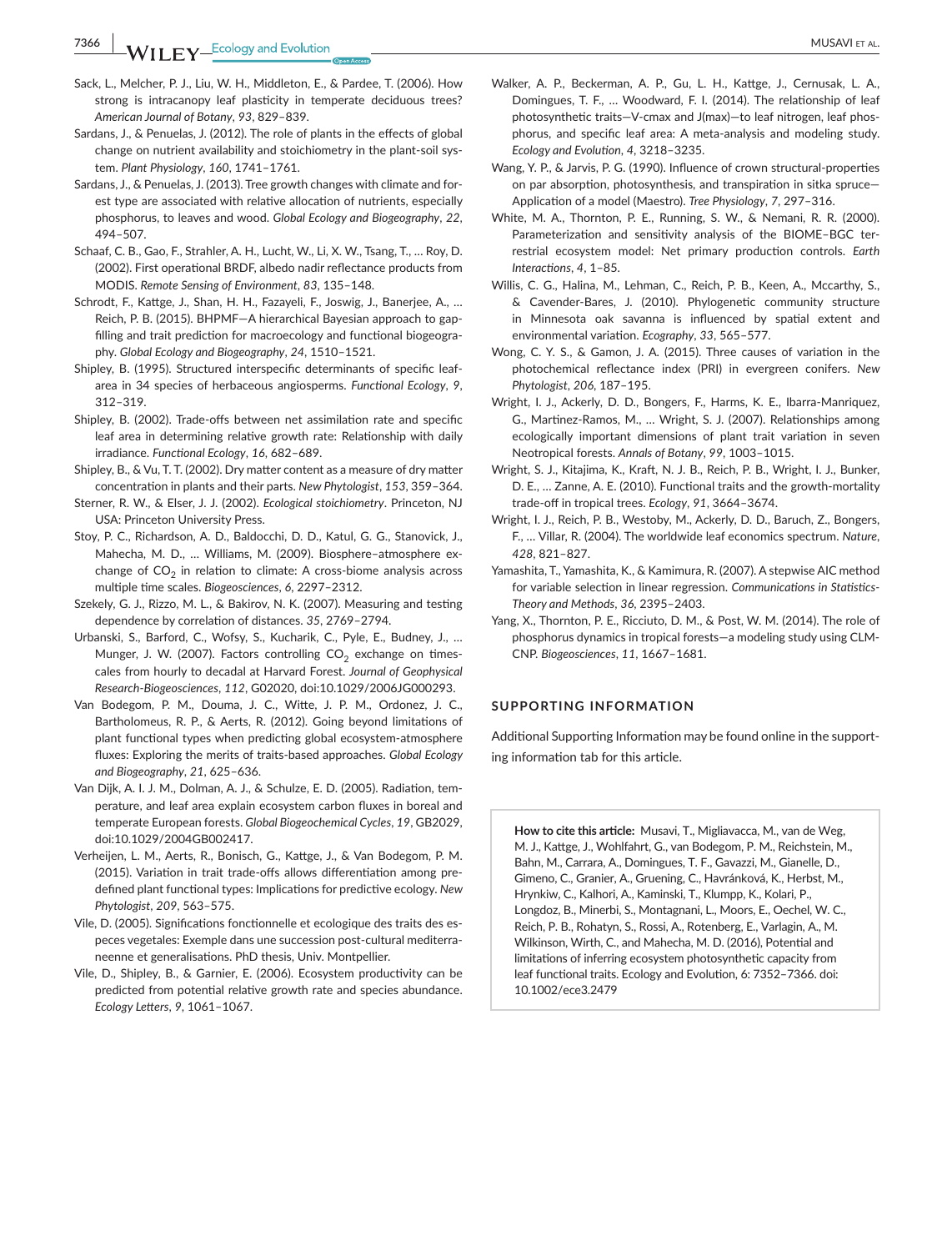Sack, L., Melcher, P. J., Liu, W. H., Middleton, E., & Pardee, T. (2006). How strong is intracanopy leaf plasticity in temperate deciduous trees? *American Journal of Botany*, *93*, 829–839.

Sardans, J., & Penuelas, J. (2012). The role of plants in the effects of global change on nutrient availability and stoichiometry in the plant-soil system. *Plant Physiology*, *160*, 1741–1761.

Sardans, J., & Penuelas, J. (2013). Tree growth changes with climate and forest type are associated with relative allocation of nutrients, especially phosphorus, to leaves and wood. *Global Ecology and Biogeography*, *22*, 494–507.

Schaaf, C. B., Gao, F., Strahler, A. H., Lucht, W., Li, X. W., Tsang, T., … Roy, D. (2002). First operational BRDF, albedo nadir reflectance products from MODIS. *Remote Sensing of Environment*, *83*, 135–148.

Schrodt, F., Kattge, J., Shan, H. H., Fazayeli, F., Joswig, J., Banerjee, A., … Reich, P. B. (2015). BHPMF—A hierarchical Bayesian approach to gap-filling and trait prediction for macroecology and functional biogeography. *Global Ecology and Biogeography*, *24*, 1510–1521.

Shipley, B. (1995). Structured interspecific determinants of specific leaf-area in 34 species of herbaceous angiosperms. *Functional Ecology*, *9*, 312–319.

Shipley, B. (2002). Trade-offs between net assimilation rate and specific leaf area in determining relative growth rate: Relationship with daily irradiance. *Functional Ecology*, *16*, 682–689.

Shipley, B., & Vu, T. T. (2002). Dry matter content as a measure of dry matter concentration in plants and their parts. *New Phytologist*, *153*, 359–364.

Sterner, R. W., & Elser, J. J. (2002). *Ecological stoichiometry*. Princeton, NJ USA: Princeton University Press.

Stoy, P. C., Richardson, A. D., Baldocchi, D. D., Katul, G. G., Stanovick, J., Mahecha, M. D., … Williams, M. (2009). Biosphere–atmosphere exchange of $CO_2$ in relation to climate: A cross-biome analysis across multiple time scales. *Biogeosciences*, *6*, 2297–2312.

Szekely, G. J., Rizzo, M. L., & Bakirov, N. K. (2007). Measuring and testing dependence by correlation of distances. *35*, 2769–2794.

Urbanski, S., Barford, C., Wofsy, S., Kucharik, C., Pyle, E., Budney, J., … Munger, J. W. (2007). Factors controlling $CO_2$ exchange on timescales from hourly to decadal at Harvard Forest. *Journal of Geophysical Research-Biogeosciences*, *112*, G02020, doi:10.1029/2006JG000293.

Van Bodegom, P. M., Douma, J. C., Witte, J. P. M., Ordonez, J. C., Bartholomeus, R. P., & Aerts, R. (2012). Going beyond limitations of plant functional types when predicting global ecosystem-atmosphere fluxes: Exploring the merits of traits-based approaches. *Global Ecology and Biogeography*, *21*, 625–636.

Van Dijk, A. I. J. M., Dolman, A. J., & Schulze, E. D. (2005). Radiation, temperature, and leaf area explain ecosystem carbon fluxes in boreal and temperate European forests. *Global Biogeochemical Cycles*, *19*, GB2029, doi:10.1029/2004GB002417.

Verheijen, L. M., Aerts, R., Bonisch, G., Kattge, J., & Van Bodegom, P. M. (2015). Variation in trait trade-offs allows differentiation among predefined plant functional types: Implications for predictive ecology. *New Phytologist*, *209*, 563–575.

Vile, D. (2005). Significations fonctionnelle et ecologique des traits des especes vegetales: Exemple dans une succession post-cultural mediterraneenne et generalisations. PhD thesis, Univ. Montpellier.

Vile, D., Shipley, B., & Garnier, E. (2006). Ecosystem productivity can be predicted from potential relative growth rate and species abundance. *Ecology Letters*, *9*, 1061–1067.

Walker, A. P., Beckerman, A. P., Gu, L. H., Kattge, J., Cernusak, L. A., Domingues, T. F., … Woodward, F. I. (2014). The relationship of leaf photosynthetic traits—V-cmax and J(max)—to leaf nitrogen, leaf phosphorus, and specific leaf area: A meta-analysis and modeling study. *Ecology and Evolution*, *4*, 3218–3235.

Wang, Y. P., & Jarvis, P. G. (1990). Influence of crown structural-properties on par absorption, photosynthesis, and transpiration in sitka spruce—Application of a model (Maestro). *Tree Physiology*, *7*, 297–316.

White, M. A., Thornton, P. E., Running, S. W., & Nemani, R. R. (2000). Parameterization and sensitivity analysis of the BIOME–BGC terrestrial ecosystem model: Net primary production controls. *Earth Interactions*, *4*, 1–85.

Willis, C. G., Halina, M., Lehman, C., Reich, P. B., Keen, A., Mccarthy, S., & Cavender-Bares, J. (2010). Phylogenetic community structure in Minnesota oak savanna is influenced by spatial extent and environmental variation. *Ecography*, *33*, 565–577.

Wong, C. Y. S., & Gamon, J. A. (2015). Three causes of variation in the photochemical reflectance index (PRI) in evergreen conifers. *New Phytologist*, *206*, 187–195.

Wright, I. J., Ackerly, D. D., Bongers, F., Harms, K. E., Ibarra-Manriquez, G., Martinez-Ramos, M., … Wright, S. J. (2007). Relationships among ecologically important dimensions of plant trait variation in seven Neotropical forests. *Annals of Botany*, *99*, 1003–1015.

Wright, S. J., Kitajima, K., Kraft, N. J. B., Reich, P. B., Wright, I. J., Bunker, D. E., … Zanne, A. E. (2010). Functional traits and the growth-mortality trade-off in tropical trees. *Ecology*, *91*, 3664–3674.

Wright, I. J., Reich, P. B., Westoby, M., Ackerly, D. D., Baruch, Z., Bongers, F., … Villar, R. (2004). The worldwide leaf economics spectrum. *Nature*, *428*, 821–827.

Yamashita, T., Yamashita, K., & Kamimura, R. (2007). A stepwise AIC method for variable selection in linear regression. *Communications in Statistics-Theory and Methods*, *36*, 2395–2403.

Yang, X., Thornton, P. E., Ricciuto, D. M., & Post, W. M. (2014). The role of phosphorus dynamics in tropical forests—a modeling study using CLM-CNP. *Biogeosciences*, *11*, 1667–1681.

## SUPPORTING INFORMATION

Additional Supporting Information may be found online in the supporting information tab for this article.

**How to cite this article:** Musavi, T., Migliavacca, M., van de Weg, M. J., Kattge, J., Wohlfahrt, G., van Bodegom, P. M., Reichstein, M., Bahn, M., Carrara, A., Domingues, T. F., Gavazzi, M., Gianelle, D., Gimeno, C., Granier, A., Gruening, C., Havránková, K., Herbst, M., Hrynkiw, C., Kalhori, A., Kaminski, T., Klumpp, K., Kolari, P., Longdoz, B., Minerbi, S., Montagnani, L., Moors, E., Oechel, W. C., Reich, P. B., Rohatyn, S., Rossi, A., Rotenberg, E., Varlagin, A., M. Wilkinson, Wirth, C., and Mahecha, M. D. (2016), Potential and limitations of inferring ecosystem photosynthetic capacity from leaf functional traits. Ecology and Evolution, 6: 7352–7366. doi: 10.1002/ece3.2479